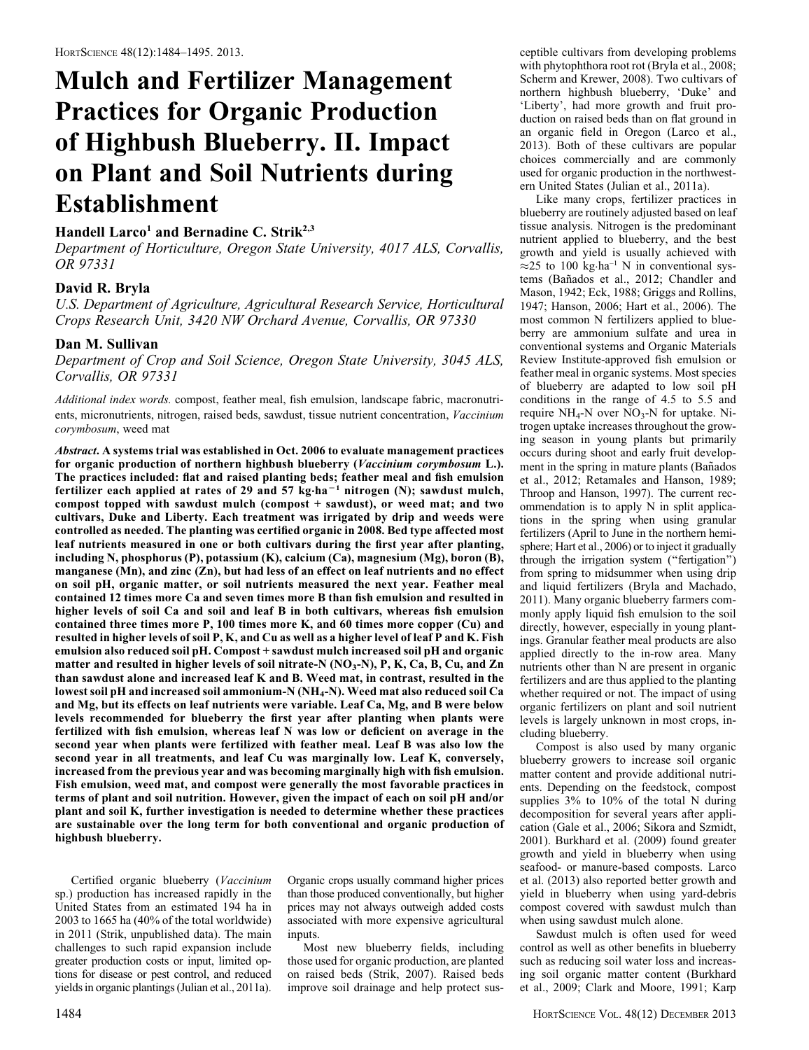# Mulch and Fertilizer Management Practices for Organic Production of Highbush Blueberry. II. Impact on Plant and Soil Nutrients during Establishment

**Handell Larco[1] and Bernadine C. Strik[2,3]**

*Department of Horticulture, Oregon State University, 4017 ALS, Corvallis, OR 97331*

**David R. Bryla**

*U.S. Department of Agriculture, Agricultural Research Service, Horticultural Crops Research Unit, 3420 NW Orchard Avenue, Corvallis, OR 97330*

**Dan M. Sullivan**

*Department of Crop and Soil Science, Oregon State University, 3045 ALS, Corvallis, OR 97331*

*Additional index words.* compost, feather meal, fish emulsion, landscape fabric, macronutrients, micronutrients, nitrogen, raised beds, sawdust, tissue nutrient concentration, *Vaccinium corymbosum*, weed mat

***Abstract*. A systems trial was established in Oct. 2006 to evaluate management practices for organic production of northern highbush blueberry (*Vaccinium corymbosum* L.). The practices included: flat and raised planting beds; feather meal and fish emulsion fertilizer each applied at rates of 29 and 57 kg·ha$^{-1}$ nitrogen (N); sawdust mulch, compost topped with sawdust mulch (compost + sawdust), or weed mat; and two cultivars, Duke and Liberty. Each treatment was irrigated by drip and weeds were controlled as needed. The planting was certified organic in 2008. Bed type affected most leaf nutrients measured in one or both cultivars during the first year after planting, including N, phosphorus (P), potassium (K), calcium (Ca), magnesium (Mg), boron (B), manganese (Mn), and zinc (Zn), but had less of an effect on leaf nutrients and no effect on soil pH, organic matter, or soil nutrients measured the next year. Feather meal contained 12 times more Ca and seven times more B than fish emulsion and resulted in higher levels of soil Ca and soil and leaf B in both cultivars, whereas fish emulsion contained three times more P, 100 times more K, and 60 times more copper (Cu) and resulted in higher levels of soil P, K, and Cu as well as a higher level of leaf P and K. Fish emulsion also reduced soil pH. Compost + sawdust mulch increased soil pH and organic matter and resulted in higher levels of soil nitrate-N ($NO_3$-N), P, K, Ca, B, Cu, and Zn than sawdust alone and increased leaf K and B. Weed mat, in contrast, resulted in the lowest soil pH and increased soil ammonium-N ($NH_4$-N). Weed mat also reduced soil Ca and Mg, but its effects on leaf nutrients were variable. Leaf Ca, Mg, and B were below levels recommended for blueberry the first year after planting when plants were fertilized with fish emulsion, whereas leaf N was low or deficient on average in the second year when plants were fertilized with feather meal. Leaf B was also low the second year in all treatments, and leaf Cu was marginally low. Leaf K, conversely, increased from the previous year and was becoming marginally high with fish emulsion. Fish emulsion, weed mat, and compost were generally the most favorable practices in terms of plant and soil nutrition. However, given the impact of each on soil pH and/or plant and soil K, further investigation is needed to determine whether these practices are sustainable over the long term for both conventional and organic production of highbush blueberry.**

Certified organic blueberry (*Vaccinium* sp.) production has increased rapidly in the United States from an estimated 194 ha in 2003 to 1665 ha (40% of the total worldwide) in 2011 (Strik, unpublished data). The main challenges to such rapid expansion include greater production costs or input, limited options for disease or pest control, and reduced yields in organic plantings (Julian et al., 2011a). Organic crops usually command higher prices than those produced conventionally, but higher prices may not always outweigh added costs associated with more expensive agricultural inputs.

Most new blueberry fields, including those used for organic production, are planted on raised beds (Strik, 2007). Raised beds improve soil drainage and help protect susceptible cultivars from developing problems with phytophthora root rot (Bryla et al., 2008; Scherm and Krewer, 2008). Two cultivars of northern highbush blueberry, 'Duke' and 'Liberty', had more growth and fruit production on raised beds than on flat ground in an organic field in Oregon (Larco et al., 2013). Both of these cultivars are popular choices commercially and are commonly used for organic production in the northwestern United States (Julian et al., 2011a).

Like many crops, fertilizer practices in blueberry are routinely adjusted based on leaf tissue analysis. Nitrogen is the predominant nutrient applied to blueberry, and the best growth and yield is usually achieved with ≈25 to 100 kg·ha$^{-1}$ N in conventional systems (Bañados et al., 2012; Chandler and Mason, 1942; Eck, 1988; Griggs and Rollins, 1947; Hanson, 2006; Hart et al., 2006). The most common N fertilizers applied to blueberry are ammonium sulfate and urea in conventional systems and Organic Materials Review Institute-approved fish emulsion or feather meal in organic systems. Most species of blueberry are adapted to low soil pH conditions in the range of 4.5 to 5.5 and require $NH_4$-N over $NO_3$-N for uptake. Nitrogen uptake increases throughout the growing season in young plants but primarily occurs during shoot and early fruit development in the spring in mature plants (Bañados et al., 2012; Retamales and Hanson, 1989; Throop and Hanson, 1997). The current recommendation is to apply N in split applications in the spring when using granular fertilizers (April to June in the northern hemisphere; Hart et al., 2006) or to inject it gradually through the irrigation system ("fertigation") from spring to midsummer when using drip and liquid fertilizers (Bryla and Machado, 2011). Many organic blueberry farmers commonly apply liquid fish emulsion to the soil directly, however, especially in young plantings. Granular feather meal products are also applied directly to the in-row area. Many nutrients other than N are present in organic fertilizers and are thus applied to the planting whether required or not. The impact of using organic fertilizers on plant and soil nutrient levels is largely unknown in most crops, including blueberry.

Compost is also used by many organic blueberry growers to increase soil organic matter content and provide additional nutrients. Depending on the feedstock, compost supplies 3% to 10% of the total N during decomposition for several years after application (Gale et al., 2006; Sikora and Szmidt, 2001). Burkhard et al. (2009) found greater growth and yield in blueberry when using seafood- or manure-based composts. Larco et al. (2013) also reported better growth and yield in blueberry when using yard-debris compost covered with sawdust mulch than when using sawdust mulch alone.

Sawdust mulch is often used for weed control as well as other benefits in blueberry such as reducing soil water loss and increasing soil organic matter content (Burkhard et al., 2009; Clark and Moore, 1991; Karp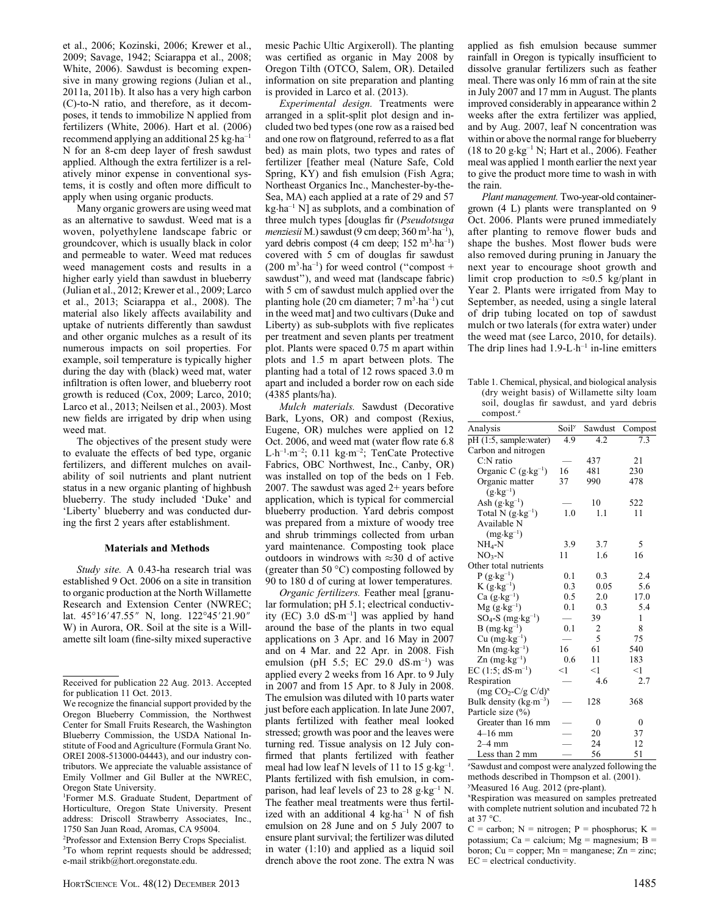et al., 2006; Kozinski, 2006; Krewer et al., 2009; Savage, 1942; Sciarappa et al., 2008; White, 2006). Sawdust is becoming expensive in many growing regions (Julian et al., 2011a, 2011b). It also has a very high carbon (C)-to-N ratio, and therefore, as it decomposes, it tends to immobilize N applied from fertilizers (White, 2006). Hart et al. (2006) recommend applying an additional 25 kg·ha$^{-1}$ N for an 8-cm deep layer of fresh sawdust applied. Although the extra fertilizer is a relatively minor expense in conventional systems, it is costly and often more difficult to apply when using organic products.

Many organic growers are using weed mat as an alternative to sawdust. Weed mat is a woven, polyethylene landscape fabric or groundcover, which is usually black in color and permeable to water. Weed mat reduces weed management costs and results in a higher early yield than sawdust in blueberry (Julian et al., 2012; Krewer et al., 2009; Larco et al., 2013; Sciarappa et al., 2008). The material also likely affects availability and uptake of nutrients differently than sawdust and other organic mulches as a result of its numerous impacts on soil properties. For example, soil temperature is typically higher during the day with (black) weed mat, water infiltration is often lower, and blueberry root growth is reduced (Cox, 2009; Larco, 2010; Larco et al., 2013; Neilsen et al., 2003). Most new fields are irrigated by drip when using weed mat.

The objectives of the present study were to evaluate the effects of bed type, organic fertilizers, and different mulches on availability of soil nutrients and plant nutrient status in a new organic planting of highbush blueberry. The study included 'Duke' and 'Liberty' blueberry and was conducted during the first 2 years after establishment.

## Materials and Methods

*Study site.* A 0.43-ha research trial was established 9 Oct. 2006 on a site in transition to organic production at the North Willamette Research and Extension Center (NWREC; lat. 45°16′47.55″ N, long. 122°45′21.90″ W) in Aurora, OR. Soil at the site is a Willamette silt loam (fine-silty mixed superactive mesic Pachic Ultic Argixeroll). The planting was certified as organic in May 2008 by Oregon Tilth (OTCO, Salem, OR). Detailed information on site preparation and planting is provided in Larco et al. (2013).

*Experimental design.* Treatments were arranged in a split-split plot design and included two bed types (one row as a raised bed and one row on flatground, referred to as a flat bed) as main plots, two types and rates of fertilizer [feather meal (Nature Safe, Cold Spring, KY) and fish emulsion (Fish Agra; Northeast Organics Inc., Manchester-by-the-Sea, MA) each applied at a rate of 29 and 57 kg·ha$^{-1}$ N] as subplots, and a combination of three mulch types [douglas fir (*Pseudotsuga menziesii* M.) sawdust (9 cm deep; 360 m$^3$·ha$^{-1}$), yard debris compost (4 cm deep; 152 m$^3$·ha$^{-1}$) covered with 5 cm of douglas fir sawdust (200 m$^3$·ha$^{-1}$) for weed control ("compost + sawdust"), and weed mat (landscape fabric) with 5 cm of sawdust mulch applied over the planting hole (20 cm diameter; 7 m$^3$·ha$^{-1}$) cut in the weed mat] and two cultivars (Duke and Liberty) as sub-subplots with five replicates per treatment and seven plants per treatment plot. Plants were spaced 0.75 m apart within plots and 1.5 m apart between plots. The planting had a total of 12 rows spaced 3.0 m apart and included a border row on each side (4385 plants/ha).

*Mulch materials.* Sawdust (Decorative Bark, Lyons, OR) and compost (Rexius, Eugene, OR) mulches were applied on 12 Oct. 2006, and weed mat (water flow rate 6.8 L·h$^{-1}$·m$^{-2}$; 0.11 kg·m$^{-2}$; TenCate Protective Fabrics, OBC Northwest, Inc., Canby, OR) was installed on top of the beds on 1 Feb. 2007. The sawdust was aged 2+ years before application, which is typical for commercial blueberry production. Yard debris compost was prepared from a mixture of woody tree and shrub trimmings collected from urban yard maintenance. Composting took place outdoors in windrows with ≈30 d of active (greater than 50 °C) composting followed by 90 to 180 d of curing at lower temperatures.

*Organic fertilizers.* Feather meal [granular formulation; pH 5.1; electrical conductivity (EC) 3.0 dS·m$^{-1}$] was applied by hand around the base of the plants in two equal applications on 3 Apr. and 16 May in 2007 and on 4 Mar. and 22 Apr. in 2008. Fish emulsion (pH 5.5; EC 29.0 dS·m$^{-1}$) was applied every 2 weeks from 16 Apr. to 9 July in 2007 and from 15 Apr. to 8 July in 2008. The emulsion was diluted with 10 parts water just before each application. In late June 2007, plants fertilized with feather meal looked stressed; growth was poor and the leaves were turning red. Tissue analysis on 12 July confirmed that plants fertilized with feather meal had low leaf N levels of 11 to 15 g·kg$^{-1}$. Plants fertilized with fish emulsion, in comparison, had leaf levels of 23 to 28 g·kg$^{-1}$ N. The feather meal treatments were thus fertilized with an additional 4 kg·ha$^{-1}$ N of fish emulsion on 28 June and on 5 July 2007 to ensure plant survival; the fertilizer was diluted in water (1:10) and applied as a liquid soil drench above the root zone. The extra N was applied as fish emulsion because summer rainfall in Oregon is typically insufficient to dissolve granular fertilizers such as feather meal. There was only 16 mm of rain at the site in July 2007 and 17 mm in August. The plants improved considerably in appearance within 2 weeks after the extra fertilizer was applied, and by Aug. 2007, leaf N concentration was within or above the normal range for blueberry (18 to 20 g·kg$^{-1}$ N; Hart et al., 2006). Feather meal was applied 1 month earlier the next year to give the product more time to wash in with the rain.

*Plant management.* Two-year-old container-grown (4 L) plants were transplanted on 9 Oct. 2006. Plants were pruned immediately after planting to remove flower buds and shape the bushes. Most flower buds were also removed during pruning in January the next year to encourage shoot growth and limit crop production to ≈0.5 kg/plant in Year 2. Plants were irrigated from May to September, as needed, using a single lateral of drip tubing located on top of sawdust mulch or two laterals (for extra water) under the weed mat (see Larco, 2010, for details). The drip lines had 1.9-L·h$^{-1}$ in-line emitters

Table 1. Chemical, physical, and biological analysis (dry weight basis) of Willamette silty loam soil, douglas fir sawdust, and yard debris compost.[z]

| Analysis | Soil[y] | Sawdust | Compost |
|---|---|---|---|
| pH (1:5, sample:water) | 4.9 | 4.2 | 7.3 |
| Carbon and nitrogen | | | |
| C:N ratio | — | 437 | 21 |
| Organic C (g·kg$^{-1}$) | 16 | 481 | 230 |
| Organic matter (g·kg$^{-1}$) | 37 | 990 | 478 |
| Ash (g·kg$^{-1}$) | — | 10 | 522 |
| Total N (g·kg$^{-1}$) | 1.0 | 1.1 | 11 |
| Available N (mg·kg$^{-1}$) | | | |
| $NH_4$-N | 3.9 | 3.7 | 5 |
| $NO_3$-N | 11 | 1.6 | 16 |
| Other total nutrients | | | |
| P (g·kg$^{-1}$) | 0.1 | 0.3 | 2.4 |
| K (g·kg$^{-1}$) | 0.3 | 0.05 | 5.6 |
| Ca (g·kg$^{-1}$) | 0.5 | 2.0 | 17.0 |
| Mg (g·kg$^{-1}$) | 0.1 | 0.3 | 5.4 |
| $SO_4$-S (mg·kg$^{-1}$) | — | 39 | 1 |
| B (mg·kg$^{-1}$) | 0.1 | 2 | 8 |
| Cu (mg·kg$^{-1}$) | — | 5 | 75 |
| Mn (mg·kg$^{-1}$) | 16 | 61 | 540 |
| Zn (mg·kg$^{-1}$) | 0.6 | 11 | 183 |
| EC (1:5; dS·m$^{-1}$) | <1 | <1 | <1 |
| Respiration (mg $CO_2$-C/g C/d)[x] | — | 4.6 | 2.7 |
| Bulk density (kg·m$^{-3}$) | — | 128 | 368 |
| Particle size (%) | | | |
| Greater than 16 mm | — | 0 | 0 |
| 4–16 mm | — | 20 | 37 |
| 2–4 mm | — | 24 | 12 |
| Less than 2 mm | — | 56 | 51 |

[z]Sawdust and compost were analyzed following the methods described in Thompson et al. (2001).
[y]Measured 16 Aug. 2012 (pre-plant).
[x]Respiration was measured on samples pretreated with complete nutrient solution and incubated 72 h at 37 °C.
C = carbon; N = nitrogen; P = phosphorus; K = potassium; Ca = calcium; Mg = magnesium; B = boron; Cu = copper; Mn = manganese; Zn = zinc; EC = electrical conductivity.

Received for publication 22 Aug. 2013. Accepted for publication 11 Oct. 2013.

We recognize the financial support provided by the Oregon Blueberry Commission, the Northwest Center for Small Fruits Research, the Washington Blueberry Commission, the USDA National Institute of Food and Agriculture (Formula Grant No. OREI 2008-513000-04443), and our industry contributors. We appreciate the valuable assistance of Emily Vollmer and Gil Buller at the NWREC, Oregon State University.

[1]Former M.S. Graduate Student, Department of Horticulture, Oregon State University. Present address: Driscoll Strawberry Associates, Inc., 1750 San Juan Road, Aromas, CA 95004.

[2]Professor and Extension Berry Crops Specialist.

[3]To whom reprint requests should be addressed; e-mail strikb@hort.oregonstate.edu.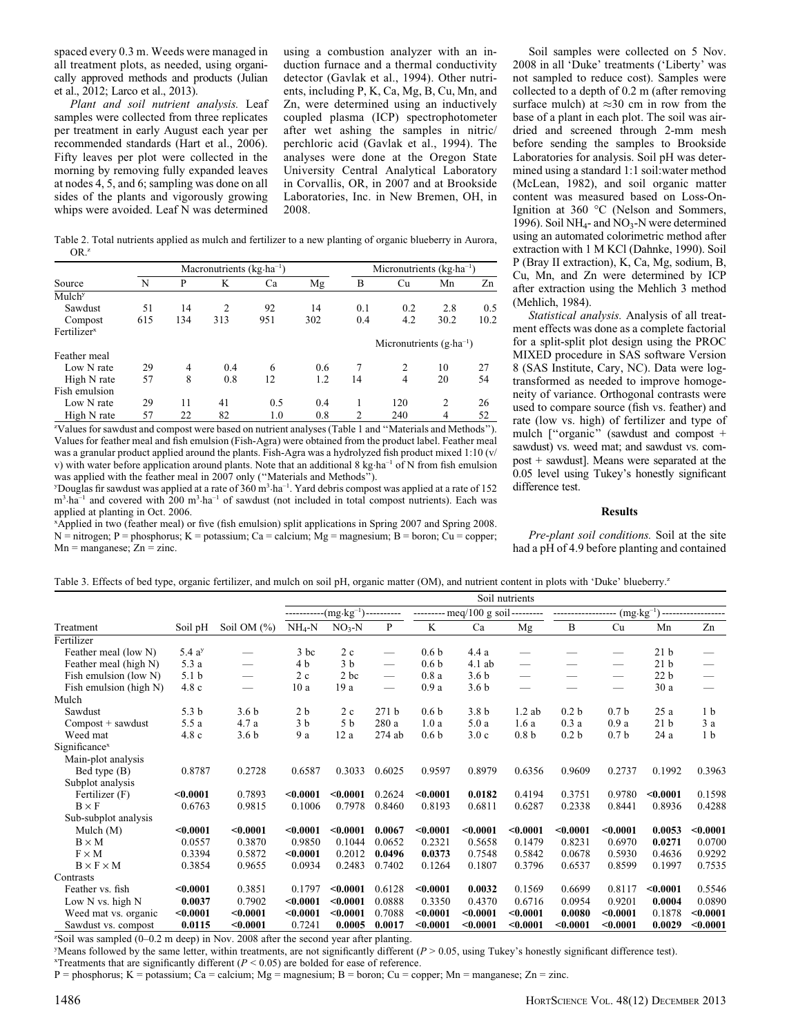spaced every 0.3 m. Weeds were managed in all treatment plots, as needed, using organically approved methods and products (Julian et al., 2012; Larco et al., 2013).

*Plant and soil nutrient analysis.* Leaf samples were collected from three replicates per treatment in early August each year per recommended standards (Hart et al., 2006). Fifty leaves per plot were collected in the morning by removing fully expanded leaves at nodes 4, 5, and 6; sampling was done on all sides of the plants and vigorously growing whips were avoided. Leaf N was determined using a combustion analyzer with an induction furnace and a thermal conductivity detector (Gavlak et al., 1994). Other nutrients, including P, K, Ca, Mg, B, Cu, Mn, and Zn, were determined using an inductively coupled plasma (ICP) spectrophotometer after wet ashing the samples in nitric/perchloric acid (Gavlak et al., 1994). The analyses were done at the Oregon State University Central Analytical Laboratory in Corvallis, OR, in 2007 and at Brookside Laboratories, Inc. in New Bremen, OH, in 2008.

Table 2. Total nutrients applied as mulch and fertilizer to a new planting of organic blueberry in Aurora, OR.[z]

| Source | Macronutrients ($kg \cdot ha^{-1}$) | | | | | Micronutrients ($kg \cdot ha^{-1}$) | | | |
|---|---|---|---|---|---|---|---|---|---|
| | N | P | K | Ca | Mg | B | Cu | Mn | Zn |
| Mulch[y] | | | | | | | | | |
| Sawdust | 51 | 14 | 2 | 92 | 14 | 0.1 | 0.2 | 2.8 | 0.5 |
| Compost | 615 | 134 | 313 | 951 | 302 | 0.4 | 4.2 | 30.2 | 10.2 |
| Fertilizer[x] | | | | | | Micronutrients ($g \cdot ha^{-1}$) | | | |
| Feather meal | | | | | | | | | |
| Low N rate | 29 | 4 | 0.4 | 6 | 0.6 | 7 | 2 | 10 | 27 |
| High N rate | 57 | 8 | 0.8 | 12 | 1.2 | 14 | 4 | 20 | 54 |
| Fish emulsion | | | | | | | | | |
| Low N rate | 29 | 11 | 41 | 0.5 | 0.4 | 1 | 120 | 2 | 26 |
| High N rate | 57 | 22 | 82 | 1.0 | 0.8 | 2 | 240 | 4 | 52 |

[z]Values for sawdust and compost were based on nutrient analyses (Table 1 and "Materials and Methods"). Values for feather meal and fish emulsion (Fish-Agra) were obtained from the product label. Feather meal was a granular product applied around the plants. Fish-Agra was a hydrolyzed fish product mixed 1:10 (v/v) with water before application around plants. Note that an additional 8 $kg \cdot ha^{-1}$ of N from fish emulsion was applied with the feather meal in 2007 only ("Materials and Methods").

[y]Douglas fir sawdust was applied at a rate of 360 $m^3 \cdot ha^{-1}$. Yard debris compost was applied at a rate of 152 $m^3 \cdot ha^{-1}$ and covered with 200 $m^3 \cdot ha^{-1}$ of sawdust (not included in total compost nutrients). Each was applied at planting in Oct. 2006.

[x]Applied in two (feather meal) or five (fish emulsion) split applications in Spring 2007 and Spring 2008. N = nitrogen; P = phosphorus; K = potassium; Ca = calcium; Mg = magnesium; B = boron; Cu = copper; Mn = manganese; Zn = zinc.

Soil samples were collected on 5 Nov. 2008 in all 'Duke' treatments ('Liberty' was not sampled to reduce cost). Samples were collected to a depth of 0.2 m (after removing surface mulch) at ≈30 cm in row from the base of a plant in each plot. The soil was air-dried and screened through 2-mm mesh before sending the samples to Brookside Laboratories for analysis. Soil pH was determined using a standard 1:1 soil:water method (McLean, 1982), and soil organic matter content was measured based on Loss-On-Ignition at 360 °C (Nelson and Sommers, 1996). Soil $NH_4$- and $NO_3$-N were determined using an automated colorimetric method after extraction with 1 M KCl (Dahnke, 1990). Soil P (Bray II extraction), K, Ca, Mg, sodium, B, Cu, Mn, and Zn were determined by ICP after extraction using the Mehlich 3 method (Mehlich, 1984).

*Statistical analysis.* Analysis of all treatment effects was done as a complete factorial for a split-split plot design using the PROC MIXED procedure in SAS software Version 8 (SAS Institute, Cary, NC). Data were log-transformed as needed to improve homogeneity of variance. Orthogonal contrasts were used to compare source (fish vs. feather) and rate (low vs. high) of fertilizer and type of mulch ["organic" (sawdust and compost + sawdust) vs. weed mat; and sawdust vs. compost + sawdust]. Means were separated at the 0.05 level using Tukey's honestly significant difference test.

## Results

*Pre-plant soil conditions.* Soil at the site had a pH of 4.9 before planting and contained

Table 3. Effects of bed type, organic fertilizer, and mulch on soil pH, organic matter (OM), and nutrient content in plots with 'Duke' blueberry.[z]

| Treatment | Soil pH | Soil OM (%) | Soil nutrients ($mg \cdot kg^{-1}$) | | | (meq/100 g soil) | | | ($mg \cdot kg^{-1}$) | | | |
|---|---|---|---|---|---|---|---|---|---|---|---|---|
| | | | $NH_4$-N | $NO_3$-N | P | K | Ca | Mg | B | Cu | Mn | Zn |
| Fertilizer | | | | | | | | | | | | |
| Feather meal (low N) | 5.4 a[y] | — | 3 bc | 2 c | — | 0.6 b | 4.4 a | — | — | — | 21 b | — |
| Feather meal (high N) | 5.3 a | — | 4 b | 3 b | — | 0.6 b | 4.1 ab | — | — | — | 21 b | — |
| Fish emulsion (low N) | 5.1 b | — | 2 c | 2 bc | — | 0.8 a | 3.6 b | — | — | — | 22 b | — |
| Fish emulsion (high N) | 4.8 c | — | 10 a | 19 a | — | 0.9 a | 3.6 b | — | — | — | 30 a | — |
| Mulch | | | | | | | | | | | | |
| Sawdust | 5.3 b | 3.6 b | 2 b | 2 c | 271 b | 0.6 b | 3.8 b | 1.2 ab | 0.2 b | 0.7 b | 25 a | 1 b |
| Compost + sawdust | 5.5 a | 4.7 a | 3 b | 5 b | 280 a | 1.0 a | 5.0 a | 1.6 a | 0.3 a | 0.9 a | 21 b | 3 a |
| Weed mat | 4.8 c | 3.6 b | 9 a | 12 a | 274 ab | 0.6 b | 3.0 c | 0.8 b | 0.2 b | 0.7 b | 24 a | 1 b |
| Significance[x] | | | | | | | | | | | | |
| Main-plot analysis | | | | | | | | | | | | |
| Bed type (B) | 0.8787 | 0.2728 | 0.6587 | 0.3033 | 0.6025 | 0.9597 | 0.8979 | 0.6356 | 0.9609 | 0.2737 | 0.1992 | 0.3963 |
| Subplot analysis | | | | | | | | | | | | |
| Fertilizer (F) | **<0.0001** | 0.7893 | **<0.0001** | **<0.0001** | 0.2624 | **<0.0001** | **0.0182** | 0.4194 | 0.3751 | 0.9780 | **<0.0001** | 0.1598 |
| B × F | 0.6763 | 0.9815 | 0.1006 | 0.7978 | 0.8460 | 0.8193 | 0.6811 | 0.6287 | 0.2338 | 0.8441 | 0.8936 | 0.4288 |
| Sub-subplot analysis | | | | | | | | | | | | |
| Mulch (M) | **<0.0001** | **<0.0001** | **<0.0001** | **<0.0001** | **0.0067** | **<0.0001** | **<0.0001** | **<0.0001** | **<0.0001** | **<0.0001** | **0.0053** | **<0.0001** |
| B × M | 0.0557 | 0.3870 | 0.9850 | 0.1044 | 0.0652 | 0.2321 | 0.5658 | 0.1479 | 0.8231 | 0.6970 | **0.0271** | 0.0700 |
| F × M | 0.3394 | 0.5872 | **<0.0001** | 0.2012 | **0.0496** | **0.0373** | 0.7548 | 0.5842 | 0.0678 | 0.5930 | 0.4636 | 0.9292 |
| B × F × M | 0.3854 | 0.9655 | 0.0934 | 0.2483 | 0.7402 | 0.1264 | 0.1807 | 0.3796 | 0.6537 | 0.8599 | 0.1997 | 0.7535 |
| Contrasts | | | | | | | | | | | | |
| Feather vs. fish | **<0.0001** | 0.3851 | 0.1797 | **<0.0001** | 0.6128 | **<0.0001** | **0.0032** | 0.1569 | 0.6699 | 0.8117 | **<0.0001** | 0.5546 |
| Low N vs. high N | **0.0037** | 0.7902 | **<0.0001** | **<0.0001** | 0.0888 | 0.3350 | 0.4370 | 0.6716 | 0.0954 | 0.9201 | **0.0004** | 0.0890 |
| Weed mat vs. organic | **<0.0001** | **<0.0001** | **<0.0001** | **<0.0001** | 0.7088 | **<0.0001** | **<0.0001** | **<0.0001** | **0.0080** | **<0.0001** | 0.1878 | **<0.0001** |
| Sawdust vs. compost | **0.0115** | **<0.0001** | 0.7241 | **0.0005** | **0.0017** | **<0.0001** | **<0.0001** | **<0.0001** | **<0.0001** | **<0.0001** | **0.0029** | **<0.0001** |

[z]Soil was sampled (0–0.2 m deep) in Nov. 2008 after the second year after planting.

[y]Means followed by the same letter, within treatments, are not significantly different ($P > 0.05$, using Tukey's honestly significant difference test).

[x]Treatments that are significantly different ($P < 0.05$) are bolded for ease of reference.

P = phosphorus; K = potassium; Ca = calcium; Mg = magnesium; B = boron; Cu = copper; Mn = manganese; Zn = zinc.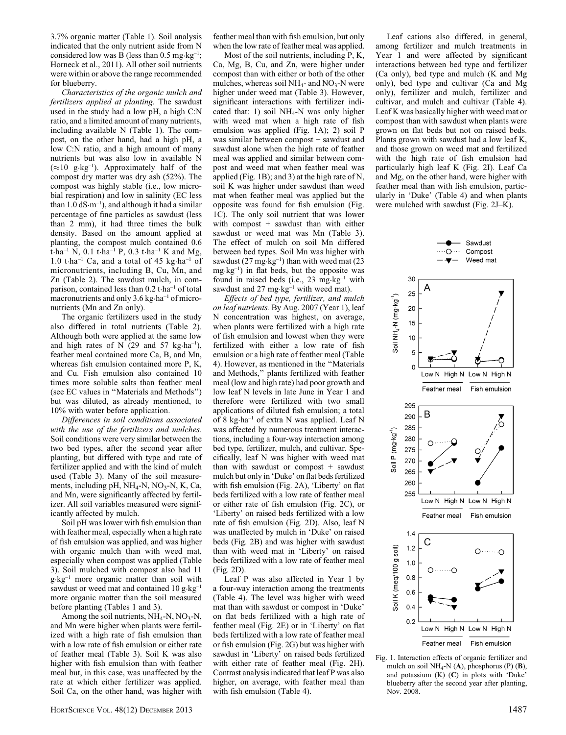3.7% organic matter (Table 1). Soil analysis indicated that the only nutrient aside from N considered low was B (less than 0.5 mg·kg$^{-1}$; Horneck et al., 2011). All other soil nutrients were within or above the range recommended for blueberry.

*Characteristics of the organic mulch and fertilizers applied at planting.* The sawdust used in the study had a low pH, a high C:N ratio, and a limited amount of many nutrients, including available N (Table 1). The compost, on the other hand, had a high pH, a low C:N ratio, and a high amount of many nutrients but was also low in available N (≈10 g·kg$^{-1}$). Approximately half of the compost dry matter was dry ash (52%). The compost was highly stable (i.e., low microbial respiration) and low in salinity (EC less than 1.0 dS·m$^{-1}$), and although it had a similar percentage of fine particles as sawdust (less than 2 mm), it had three times the bulk density. Based on the amount applied at planting, the compost mulch contained 0.6 t·ha$^{-1}$ N, 0.1 t·ha$^{-1}$ P, 0.3 t·ha$^{-1}$ K and Mg, 1.0 t·ha$^{-1}$ Ca, and a total of 45 kg·ha$^{-1}$ of micronutrients, including B, Cu, Mn, and Zn (Table 2). The sawdust mulch, in comparison, contained less than 0.2 t·ha$^{-1}$ of total macronutrients and only 3.6 kg·ha$^{-1}$ of micronutrients (Mn and Zn only).

The organic fertilizers used in the study also differed in total nutrients (Table 2). Although both were applied at the same low and high rates of N (29 and 57 kg·ha$^{-1}$), feather meal contained more Ca, B, and Mn, whereas fish emulsion contained more P, K, and Cu. Fish emulsion also contained 10 times more soluble salts than feather meal (see EC values in "Materials and Methods") but was diluted, as already mentioned, to 10% with water before application.

*Differences in soil conditions associated with the use of the fertilizers and mulches.* Soil conditions were very similar between the two bed types, after the second year after planting, but differed with type and rate of fertilizer applied and with the kind of mulch used (Table 3). Many of the soil measurements, including pH, $NH_4$-N, $NO_3$-N, K, Ca, and Mn, were significantly affected by fertilizer. All soil variables measured were significantly affected by mulch.

Soil pH was lower with fish emulsion than with feather meal, especially when a high rate of fish emulsion was applied, and was higher with organic mulch than with weed mat, especially when compost was applied (Table 3). Soil mulched with compost also had 11 g·kg$^{-1}$ more organic matter than soil with sawdust or weed mat and contained 10 g·kg$^{-1}$ more organic matter than the soil measured before planting (Tables 1 and 3).

Among the soil nutrients, $NH_4$-N, $NO_3$-N, and Mn were higher when plants were fertilized with a high rate of fish emulsion than with a low rate of fish emulsion or either rate of feather meal (Table 3). Soil K was also higher with fish emulsion than with feather meal but, in this case, was unaffected by the rate at which either fertilizer was applied. Soil Ca, on the other hand, was higher with feather meal than with fish emulsion, but only when the low rate of feather meal was applied.

Most of the soil nutrients, including P, K, Ca, Mg, B, Cu, and Zn, were higher under compost than with either or both of the other mulches, whereas soil $NH_4$- and $NO_3$-N were higher under weed mat (Table 3). However, significant interactions with fertilizer indicated that: 1) soil $NH_4$-N was only higher with weed mat when a high rate of fish emulsion was applied (Fig. 1A); 2) soil P was similar between compost + sawdust and sawdust alone when the high rate of feather meal was applied and similar between compost and weed mat when feather meal was applied (Fig. 1B); and 3) at the high rate of N, soil K was higher under sawdust than weed mat when feather meal was applied but the opposite was found for fish emulsion (Fig. 1C). The only soil nutrient that was lower with compost + sawdust than with either sawdust or weed mat was Mn (Table 3). The effect of mulch on soil Mn differed between bed types. Soil Mn was higher with sawdust (27 mg·kg$^{-1}$) than with weed mat (23 mg·kg$^{-1}$) in flat beds, but the opposite was found in raised beds (i.e., 23 mg·kg$^{-1}$ with sawdust and 27 mg·kg$^{-1}$ with weed mat).

*Effects of bed type, fertilizer, and mulch on leaf nutrients.* By Aug. 2007 (Year 1), leaf N concentration was highest, on average, when plants were fertilized with a high rate of fish emulsion and lowest when they were fertilized with either a low rate of fish emulsion or a high rate of feather meal (Table 4). However, as mentioned in the "Materials and Methods," plants fertilized with feather meal (low and high rate) had poor growth and low leaf N levels in late June in Year 1 and therefore were fertilized with two small applications of diluted fish emulsion; a total of 8 kg·ha$^{-1}$ of extra N was applied. Leaf N was affected by numerous treatment interactions, including a four-way interaction among bed type, fertilizer, mulch, and cultivar. Specifically, leaf N was higher with weed mat than with sawdust or compost + sawdust mulch but only in 'Duke' on flat beds fertilized with fish emulsion (Fig. 2A), 'Liberty' on flat beds fertilized with a low rate of feather meal or either rate of fish emulsion (Fig. 2C), or 'Liberty' on raised beds fertilized with a low rate of fish emulsion (Fig. 2D). Also, leaf N was unaffected by mulch in 'Duke' on raised beds (Fig. 2B) and was higher with sawdust than with weed mat in 'Liberty' on raised beds fertilized with a low rate of feather meal (Fig. 2D).

Leaf P was also affected in Year 1 by a four-way interaction among the treatments (Table 4). The level was higher with weed mat than with sawdust or compost in 'Duke' on flat beds fertilized with a high rate of feather meal (Fig. 2E) or in 'Liberty' on flat beds fertilized with a low rate of feather meal or fish emulsion (Fig. 2G) but was higher with sawdust in 'Liberty' on raised beds fertilized with either rate of feather meal (Fig. 2H). Contrast analysis indicated that leaf P was also higher, on average, with feather meal than with fish emulsion (Table 4).

Leaf cations also differed, in general, among fertilizer and mulch treatments in Year 1 and were affected by significant interactions between bed type and fertilizer (Ca only), bed type and mulch (K and Mg only), bed type and cultivar (Ca and Mg only), fertilizer and mulch, fertilizer and cultivar, and mulch and cultivar (Table 4). Leaf K was basically higher with weed mat or compost than with sawdust when plants were grown on flat beds but not on raised beds. Plants grown with sawdust had a low leaf K, and those grown on weed mat and fertilized with the high rate of fish emulsion had particularly high leaf K (Fig. 2I). Leaf Ca and Mg, on the other hand, were higher with feather meal than with fish emulsion, particularly in 'Duke' (Table 4) and when plants were mulched with sawdust (Fig. 2J–K).

Fig. 1. Interaction effects of organic fertilizer and mulch on soil $NH_4$-N (**A**), phosphorus (P) (**B**), and potassium (K) (**C**) in plots with 'Duke' blueberry after the second year after planting, Nov. 2008.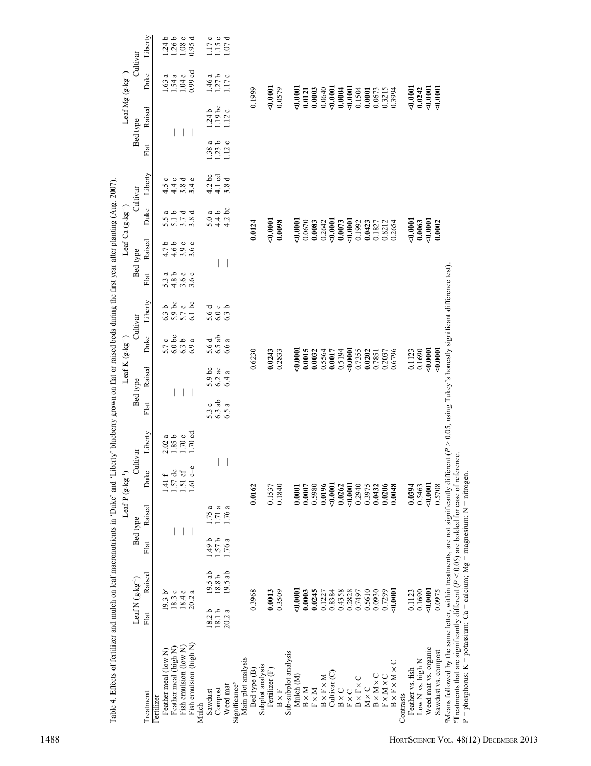Table 4. Effects of fertilizer and mulch on leaf macronutrients in 'Duke' and 'Liberty' blueberry grown on flat or raised beds during the first year after planting (Aug. 2007).

| Treatment | Leaf N (g·kg⁻¹) | | Leaf P (g·kg⁻¹) | | | | Leaf K (g·kg⁻¹) | | | | Leaf Ca (g·kg⁻¹) | | | | Leaf Mg (g·kg⁻¹) | | | |
|---|---|---|---|---|---|---|---|---|---|---|---|---|---|---|---|---|---|---|
| | | | Bed type | | Cultivar | | Bed type | | Cultivar | | Bed type | | Cultivar | | Bed type | | Cultivar | |
| | Flat | Raised | Flat | Raised | Duke | Liberty | Flat | Raised | Duke | Liberty | Flat | Raised | Duke | Liberty | Flat | Raised | Duke | Liberty |
| Fertilizer | | | | | | | | | | | | | | | | | | |
| Feather meal (low N) | 19.3 b[z] | | — | — | 1.41 f | 2.02 a | — | — | 5.7 c | 6.3 b | 5.3 a | 4.7 b | 5.5 a | 4.5 c | — | — | 1.63 a | 1.24 b |
| Feather meal (high N) | 18.3 c | | — | — | 1.57 de | 1.85 b | — | — | 6.0 bc | 5.9 bc | 4.8 b | 4.6 b | 5.1 b | 4.4 c | — | — | 1.54 a | 1.26 b |
| Fish emulsion (low N) | 18.4 c | | — | — | 1.51 ef | 1.70 c | — | — | 6.3 b | 5.7 c | 3.6 c | 3.9 c | 3.7 d | 3.8 d | — | — | 1.04 c | 1.08 c |
| Fish emulsion (high N) | 20.2 a | | — | — | 1.61 c–e | 1.70 cd | — | — | 6.9 a | 6.1 bc | 3.6 c | 3.6 c | 3.8 d | 3.4 e | — | — | 0.99 cd | 0.95 d |
| Mulch | | | | | | | | | | | | | | | | | | |
| Sawdust | 18.2 b | 19.5 ab | 1.49 b | 1.75 a | — | — | 5.3 c | 5.9 bc | 5.6 d | 5.6 d | — | — | 5.0 a | 4.2 bc | 1.38 a | 1.24 b | 1.46 a | 1.17 c |
| Compost | 18.1 b | 18.8 b | 1.57 b | 1.71 a | — | — | 6.3 ab | 6.2 ac | 6.5 ab | 6.0 c | — | — | 4.4 b | 4.1 cd | 1.23 b | 1.19 bc | 1.27 b | 1.15 c |
| Weed mat | 20.2 a | 19.5 ab | 1.76 a | 1.76 a | — | — | 6.5 a | 6.4 a | 6.6 a | 6.3 b | — | — | 4.2 bc | 3.8 d | 1.12 c | 1.12 c | 1.17 c | 1.07 d |
| Significance[y] | | | | | | | | | | | | | | | | | | |
| Main plot analysis | | | | | | | | | | | | | | | | | | |
| Bed type (B) | 0.3968 | | | | **0.0162** | | | | 0.6230 | | | | **0.0124** | | | | 0.1999 | |
| Subplot analysis | | | | | | | | | | | | | | | | | | |
| Fertilizer (F) | **0.0013** | | | | 0.1537 | | | | **0.0243** | | | | **<0.0001** | | | | **<0.0001** | |
| B × F | 0.3509 | | | | 0.1840 | | | | 0.2833 | | | | **0.0098** | | | | 0.0579 | |
| Sub-subplot analysis | | | | | | | | | | | | | | | | | | |
| Mulch (M) | **<0.0001** | | | | **0.0001** | | | | **<0.0001** | | | | **<0.0001** | | | | **<0.0001** | |
| B × M | **0.0003** | | | | **0.0007** | | | | **0.0015** | | | | 0.0670 | | | | **0.0121** | |
| F × M | **0.0245** | | | | 0.5980 | | | | **0.0032** | | | | **0.0083** | | | | **0.0003** | |
| B × F × M | 0.1227 | | | | **0.0196** | | | | 0.5564 | | | | 0.2642 | | | | 0.0640 | |
| Cultivar (C) | 0.8384 | | | | **<0.0001** | | | | **0.0017** | | | | **<0.0001** | | | | **<0.0001** | |
| B × C | 0.4358 | | | | **0.0262** | | | | 0.5194 | | | | **0.0073** | | | | **0.0004** | |
| F × C | 0.2828 | | | | **<0.0001** | | | | **<0.0001** | | | | **<0.0001** | | | | **<0.0001** | |
| B × F × C | 0.7497 | | | | 0.2940 | | | | 0.7355 | | | | 0.1992 | | | | 0.1504 | |
| M × C | 0.5610 | | | | 0.3975 | | | | **0.0202** | | | | **0.0423** | | | | **0.0001** | |
| B × M × C | 0.0930 | | | | **0.0432** | | | | 0.7851 | | | | 0.1827 | | | | 0.0673 | |
| F × M × C | 0.7299 | | | | **0.0206** | | | | 0.2037 | | | | 0.8212 | | | | 0.3215 | |
| B × F × M × C | **<0.0001** | | | | **0.0048** | | | | 0.6796 | | | | 0.2654 | | | | 0.3994 | |
| Contrasts | | | | | | | | | | | | | | | | | | |
| Feather vs. fish | 0.1123 | | | | **0.0394** | | | | 0.1123 | | | | **<0.0001** | | | | **<0.0001** | |
| Low N vs. high N | 0.1690 | | | | 0.5463 | | | | 0.1690 | | | | **0.0063** | | | | **0.0242** | |
| Weed mat vs. organic | **<0.0001** | | | | **<0.0001** | | | | **<0.0001** | | | | **<0.0001** | | | | **<0.0001** | |
| Sawdust vs. compost | 0.0975 | | | | 0.5708 | | | | **<0.0001** | | | | **0.0002** | | | | **<0.0001** | |

[z]Means followed by the same letter, within treatments, are not significantly different ($P > 0.05$, using Tukey's honestly significant difference test).

[y]Treatments that are significantly different ($P < 0.05$) are bolded for ease of reference.

P = phosphorus; K = potassium; Ca = calcium; Mg = magnesium; N = nitrogen.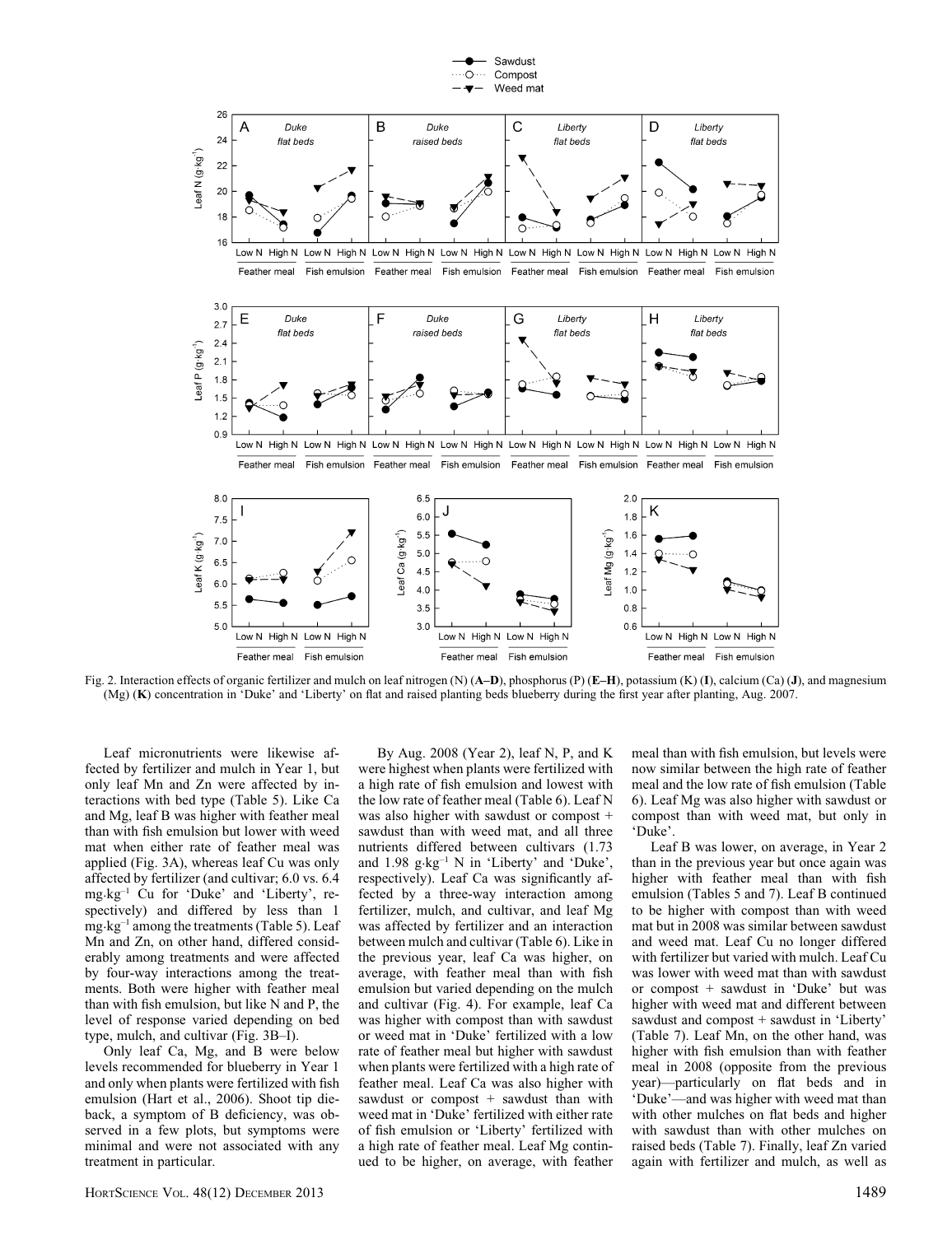Fig. 2. Interaction effects of organic fertilizer and mulch on leaf nitrogen (N) (**A–D**), phosphorus (P) (**E–H**), potassium (K) (**I**), calcium (Ca) (**J**), and magnesium (Mg) (**K**) concentration in 'Duke' and 'Liberty' on flat and raised planting beds blueberry during the first year after planting, Aug. 2007.

Leaf micronutrients were likewise affected by fertilizer and mulch in Year 1, but only leaf Mn and Zn were affected by interactions with bed type (Table 5). Like Ca and Mg, leaf B was higher with feather meal than with fish emulsion but lower with weed mat when either rate of feather meal was applied (Fig. 3A), whereas leaf Cu was only affected by fertilizer (and cultivar; 6.0 vs. 6.4 mg·kg$^{-1}$ Cu for 'Duke' and 'Liberty', respectively) and differed by less than 1 mg·kg$^{-1}$ among the treatments (Table 5). Leaf Mn and Zn, on other hand, differed considerably among treatments and were affected by four-way interactions among the treatments. Both were higher with feather meal than with fish emulsion, but like N and P, the level of response varied depending on bed type, mulch, and cultivar (Fig. 3B–I).

Only leaf Ca, Mg, and B were below levels recommended for blueberry in Year 1 and only when plants were fertilized with fish emulsion (Hart et al., 2006). Shoot tip dieback, a symptom of B deficiency, was observed in a few plots, but symptoms were minimal and were not associated with any treatment in particular.

By Aug. 2008 (Year 2), leaf N, P, and K were highest when plants were fertilized with a high rate of fish emulsion and lowest with the low rate of feather meal (Table 6). Leaf N was also higher with sawdust or compost + sawdust than with weed mat, and all three nutrients differed between cultivars (1.73 and 1.98 g·kg$^{-1}$ N in 'Liberty' and 'Duke', respectively). Leaf Ca was significantly affected by a three-way interaction among fertilizer, mulch, and cultivar, and leaf Mg was affected by fertilizer and an interaction between mulch and cultivar (Table 6). Like in the previous year, leaf Ca was higher, on average, with feather meal than with fish emulsion but varied depending on the mulch and cultivar (Fig. 4). For example, leaf Ca was higher with compost than with sawdust or weed mat in 'Duke' fertilized with a low rate of feather meal but higher with sawdust when plants were fertilized with a high rate of feather meal. Leaf Ca was also higher with sawdust or compost + sawdust than with weed mat in 'Duke' fertilized with either rate of fish emulsion or 'Liberty' fertilized with a high rate of feather meal. Leaf Mg continued to be higher, on average, with feather meal than with fish emulsion, but levels were now similar between the high rate of feather meal and the low rate of fish emulsion (Table 6). Leaf Mg was also higher with sawdust or compost than with weed mat, but only in 'Duke'.

Leaf B was lower, on average, in Year 2 than in the previous year but once again was higher with feather meal than with fish emulsion (Tables 5 and 7). Leaf B continued to be higher with compost than with weed mat but in 2008 was similar between sawdust and weed mat. Leaf Cu no longer differed with fertilizer but varied with mulch. Leaf Cu was lower with weed mat than with sawdust or compost + sawdust in 'Duke' but was higher with weed mat and different between sawdust and compost + sawdust in 'Liberty' (Table 7). Leaf Mn, on the other hand, was higher with fish emulsion than with feather meal in 2008 (opposite from the previous year)—particularly on flat beds and in 'Duke'—and was higher with weed mat than with other mulches on flat beds and higher with sawdust than with other mulches on raised beds (Table 7). Finally, leaf Zn varied again with fertilizer and mulch, as well as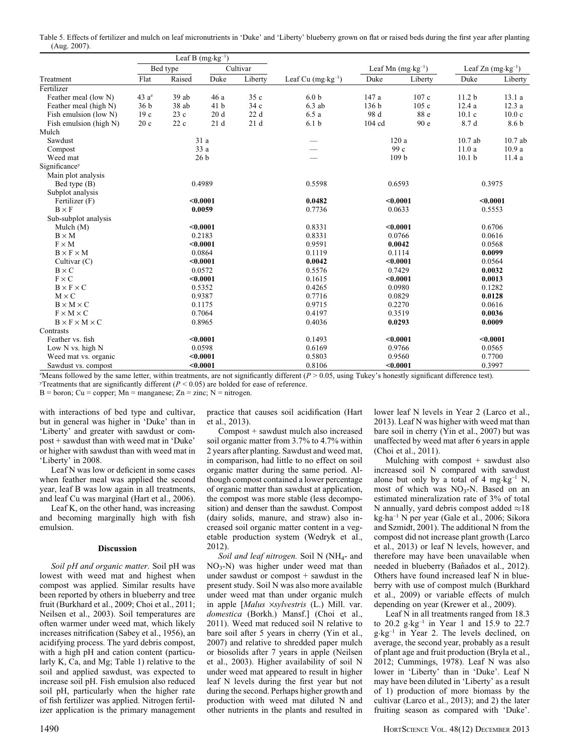Table 5. Effects of fertilizer and mulch on leaf micronutrients in 'Duke' and 'Liberty' blueberry grown on flat or raised beds during the first year after planting (Aug. 2007).

| | Leaf B ($mg·kg^{-1}$) | | | | | | | | |
|---|---|---|---|---|---|---|---|---|---|
| | Bed type | | Cultivar | | | Leaf Mn ($mg·kg^{-1}$) | | Leaf Zn ($mg·kg^{-1}$) | |
| Treatment | Flat | Raised | Duke | Liberty | Leaf Cu ($mg·kg^{-1}$) | Duke | Liberty | Duke | Liberty |
| Fertilizer | | | | | | | | | |
| Feather meal (low N) | 43 a[z] | 39 ab | 46 a | 35 c | 6.0 b | 147 a | 107 c | 11.2 b | 13.1 a |
| Feather meal (high N) | 36 b | 38 ab | 41 b | 34 c | 6.3 ab | 136 b | 105 c | 12.4 a | 12.3 a |
| Fish emulsion (low N) | 19 c | 23 c | 20 d | 22 d | 6.5 a | 98 d | 88 e | 10.1 c | 10.0 c |
| Fish emulsion (high N) | 20 c | 22 c | 21 d | 21 d | 6.1 b | 104 cd | 90 e | 8.7 d | 8.6 b |
| Mulch | | | | | | | | | |
| Sawdust | 31 a | | | | — | 120 a | | 10.7 ab | 10.7 ab |
| Compost | 33 a | | | | — | 99 c | | 11.0 a | 10.9 a |
| Weed mat | 26 b | | | | — | 109 b | | 10.1 b | 11.4 a |
| Significance[y] | | | | | | | | | |
| Main plot analysis | | | | | | | | | |
| Bed type (B) | 0.4989 | | | | 0.5598 | 0.6593 | | 0.3975 | |
| Subplot analysis | | | | | | | | | |
| Fertilizer (F) | **<0.0001** | | | | **0.0482** | **<0.0001** | | **<0.0001** | |
| B × F | **0.0059** | | | | 0.7736 | 0.0633 | | 0.5553 | |
| Sub-subplot analysis | | | | | | | | | |
| Mulch (M) | **<0.0001** | | | | 0.8331 | **<0.0001** | | 0.6706 | |
| B × M | 0.2183 | | | | 0.8331 | 0.0766 | | 0.0616 | |
| F × M | **<0.0001** | | | | 0.9591 | **0.0042** | | 0.0568 | |
| B × F × M | 0.0864 | | | | 0.1119 | 0.1114 | | **0.0099** | |
| Cultivar (C) | **<0.0001** | | | | **0.0042** | **<0.0001** | | 0.0564 | |
| B × C | 0.0572 | | | | 0.5576 | 0.7429 | | **0.0032** | |
| F × C | **<0.0001** | | | | 0.1615 | **<0.0001** | | **0.0013** | |
| B × F × C | 0.5352 | | | | 0.4265 | 0.0980 | | 0.1282 | |
| M × C | 0.9387 | | | | 0.7716 | 0.0829 | | **0.0128** | |
| B × M × C | 0.1175 | | | | 0.9715 | 0.2270 | | 0.0616 | |
| F × M × C | 0.7064 | | | | 0.4197 | 0.3519 | | **0.0036** | |
| B × F × M × C | 0.8965 | | | | 0.4036 | **0.0293** | | **0.0009** | |
| Contrasts | | | | | | | | | |
| Feather vs. fish | **<0.0001** | | | | 0.1493 | **<0.0001** | | **<0.0001** | |
| Low N vs. high N | 0.0598 | | | | 0.6169 | 0.9766 | | 0.0565 | |
| Weed mat vs. organic | **<0.0001** | | | | 0.5803 | 0.9560 | | 0.7700 | |
| Sawdust vs. compost | **<0.0001** | | | | 0.8106 | **<0.0001** | | 0.3997 | |

[z]Means followed by the same letter, within treatments, are not significantly different ($P > 0.05$, using Tukey's honestly significant difference test).
[y]Treatments that are significantly different ($P < 0.05$) are bolded for ease of reference.
B = boron; Cu = copper; Mn = manganese; Zn = zinc; N = nitrogen.

with interactions of bed type and cultivar, but in general was higher in 'Duke' than in 'Liberty' and greater with sawdust or compost + sawdust than with weed mat in 'Duke' or higher with sawdust than with weed mat in 'Liberty' in 2008.

Leaf N was low or deficient in some cases when feather meal was applied the second year, leaf B was low again in all treatments, and leaf Cu was marginal (Hart et al., 2006).

Leaf K, on the other hand, was increasing and becoming marginally high with fish emulsion.

## Discussion

*Soil pH and organic matter.* Soil pH was lowest with weed mat and highest when compost was applied. Similar results have been reported by others in blueberry and tree fruit (Burkhard et al., 2009; Choi et al., 2011; Neilsen et al., 2003). Soil temperatures are often warmer under weed mat, which likely increases nitrification (Sabey et al., 1956), an acidifying process. The yard debris compost, with a high pH and cation content (particularly K, Ca, and Mg; Table 1) relative to the soil and applied sawdust, was expected to increase soil pH. Fish emulsion also reduced soil pH, particularly when the higher rate of fish fertilizer was applied. Nitrogen fertilizer application is the primary management practice that causes soil acidification (Hart et al., 2013).

Compost + sawdust mulch also increased soil organic matter from 3.7% to 4.7% within 2 years after planting. Sawdust and weed mat, in comparison, had little to no effect on soil organic matter during the same period. Although compost contained a lower percentage of organic matter than sawdust at application, the compost was more stable (less decomposition) and denser than the sawdust. Compost (dairy solids, manure, and straw) also increased soil organic matter content in a vegetable production system (Wedryk et al., 2012).

*Soil and leaf nitrogen.* Soil N ($NH_4$- and $NO_3$-N) was higher under weed mat than under sawdust or compost + sawdust in the present study. Soil N was also more available under weed mat than under organic mulch in apple [*Malus ×sylvestris* (L.) Mill. var. *domestica* (Borkh.) Mansf.] (Choi et al., 2011). Weed mat reduced soil N relative to bare soil after 5 years in cherry (Yin et al., 2007) and relative to shredded paper mulch or biosolids after 7 years in apple (Neilsen et al., 2003). Higher availability of soil N under weed mat appeared to result in higher leaf N levels during the first year but not during the second. Perhaps higher growth and production with weed mat diluted N and other nutrients in the plants and resulted in lower leaf N levels in Year 2 (Larco et al., 2013). Leaf N was higher with weed mat than bare soil in cherry (Yin et al., 2007) but was unaffected by weed mat after 6 years in apple (Choi et al., 2011).

Mulching with compost + sawdust also increased soil N compared with sawdust alone but only by a total of 4 $mg·kg^{-1}$ N, most of which was $NO_3$-N. Based on an estimated mineralization rate of 3% of total N annually, yard debris compost added ≈18 $kg·ha^{-1}$ N per year (Gale et al., 2006; Sikora and Szmidt, 2001). The additional N from the compost did not increase plant growth (Larco et al., 2013) or leaf N levels, however, and therefore may have been unavailable when needed in blueberry (Bañados et al., 2012). Others have found increased leaf N in blueberry with use of compost mulch (Burkhard et al., 2009) or variable effects of mulch depending on year (Krewer et al., 2009).

Leaf N in all treatments ranged from 18.3 to 20.2 $g·kg^{-1}$ in Year 1 and 15.9 to 22.7 $g·kg^{-1}$ in Year 2. The levels declined, on average, the second year, probably as a result of plant age and fruit production (Bryla et al., 2012; Cummings, 1978). Leaf N was also lower in 'Liberty' than in 'Duke'. Leaf N may have been diluted in 'Liberty' as a result of 1) production of more biomass by the cultivar (Larco et al., 2013); and 2) the later fruiting season as compared with 'Duke'.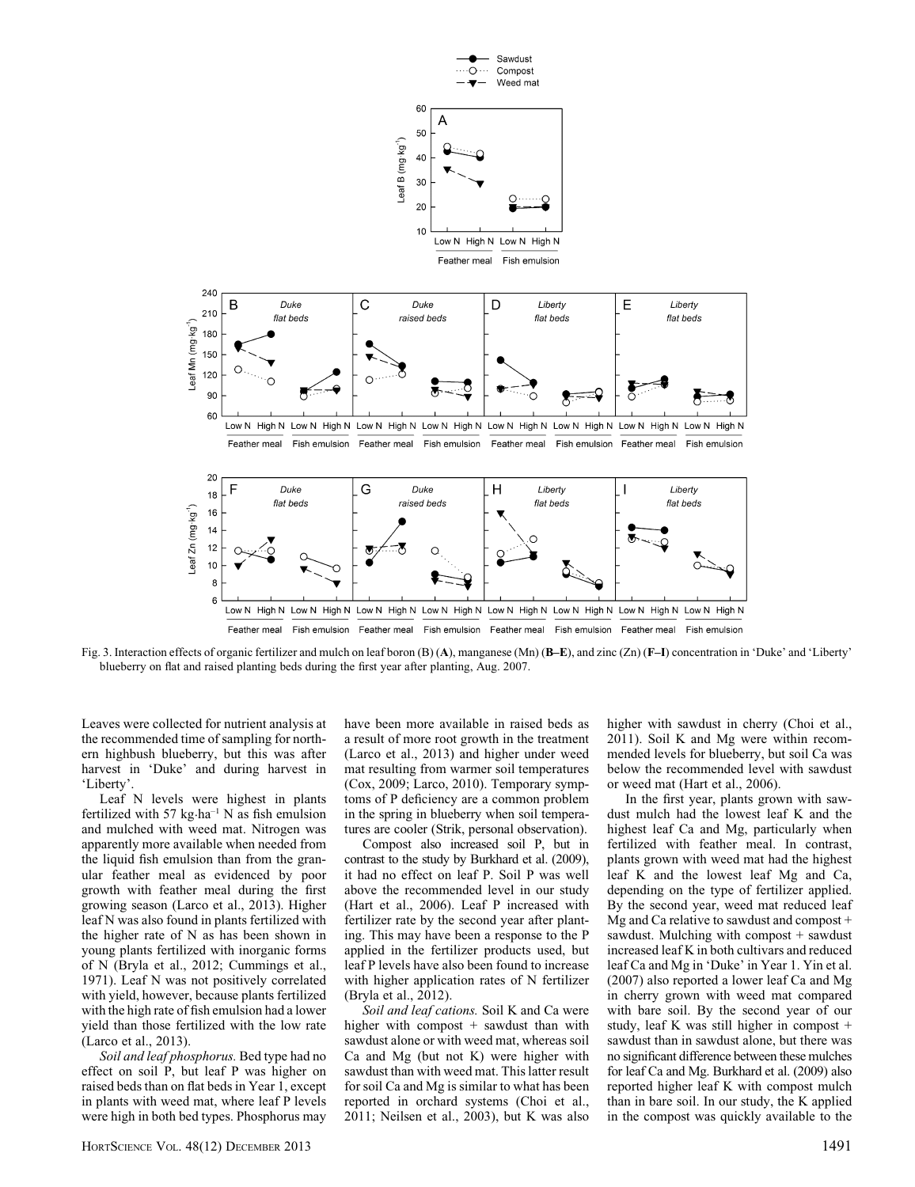Fig. 3. Interaction effects of organic fertilizer and mulch on leaf boron (B) (**A**), manganese (Mn) (**B–E**), and zinc (Zn) (**F–I**) concentration in 'Duke' and 'Liberty' blueberry on flat and raised planting beds during the first year after planting, Aug. 2007.

Leaves were collected for nutrient analysis at the recommended time of sampling for northern highbush blueberry, but this was after harvest in 'Duke' and during harvest in 'Liberty'.

Leaf N levels were highest in plants fertilized with 57 kg·ha$^{-1}$ N as fish emulsion and mulched with weed mat. Nitrogen was apparently more available when needed from the liquid fish emulsion than from the granular feather meal as evidenced by poor growth with feather meal during the first growing season (Larco et al., 2013). Higher leaf N was also found in plants fertilized with the higher rate of N as has been shown in young plants fertilized with inorganic forms of N (Bryla et al., 2012; Cummings et al., 1971). Leaf N was not positively correlated with yield, however, because plants fertilized with the high rate of fish emulsion had a lower yield than those fertilized with the low rate (Larco et al., 2013).

*Soil and leaf phosphorus.* Bed type had no effect on soil P, but leaf P was higher on raised beds than on flat beds in Year 1, except in plants with weed mat, where leaf P levels were high in both bed types. Phosphorus may have been more available in raised beds as a result of more root growth in the treatment (Larco et al., 2013) and higher under weed mat resulting from warmer soil temperatures (Cox, 2009; Larco, 2010). Temporary symptoms of P deficiency are a common problem in the spring in blueberry when soil temperatures are cooler (Strik, personal observation).

Compost also increased soil P, but in contrast to the study by Burkhard et al. (2009), it had no effect on leaf P. Soil P was well above the recommended level in our study (Hart et al., 2006). Leaf P increased with fertilizer rate by the second year after planting. This may have been a response to the P applied in the fertilizer products used, but leaf P levels have also been found to increase with higher application rates of N fertilizer (Bryla et al., 2012).

*Soil and leaf cations.* Soil K and Ca were higher with compost + sawdust than with sawdust alone or with weed mat, whereas soil Ca and Mg (but not K) were higher with sawdust than with weed mat. This latter result for soil Ca and Mg is similar to what has been reported in orchard systems (Choi et al., 2011; Neilsen et al., 2003), but K was also higher with sawdust in cherry (Choi et al., 2011). Soil K and Mg were within recommended levels for blueberry, but soil Ca was below the recommended level with sawdust or weed mat (Hart et al., 2006).

In the first year, plants grown with sawdust mulch had the lowest leaf K and the highest leaf Ca and Mg, particularly when fertilized with feather meal. In contrast, plants grown with weed mat had the highest leaf K and the lowest leaf Mg and Ca, depending on the type of fertilizer applied. By the second year, weed mat reduced leaf Mg and Ca relative to sawdust and compost + sawdust. Mulching with compost + sawdust increased leaf K in both cultivars and reduced leaf Ca and Mg in 'Duke' in Year 1. Yin et al. (2007) also reported a lower leaf Ca and Mg in cherry grown with weed mat compared with bare soil. By the second year of our study, leaf K was still higher in compost + sawdust than in sawdust alone, but there was no significant difference between these mulches for leaf Ca and Mg. Burkhard et al. (2009) also reported higher leaf K with compost mulch than in bare soil. In our study, the K applied in the compost was quickly available to the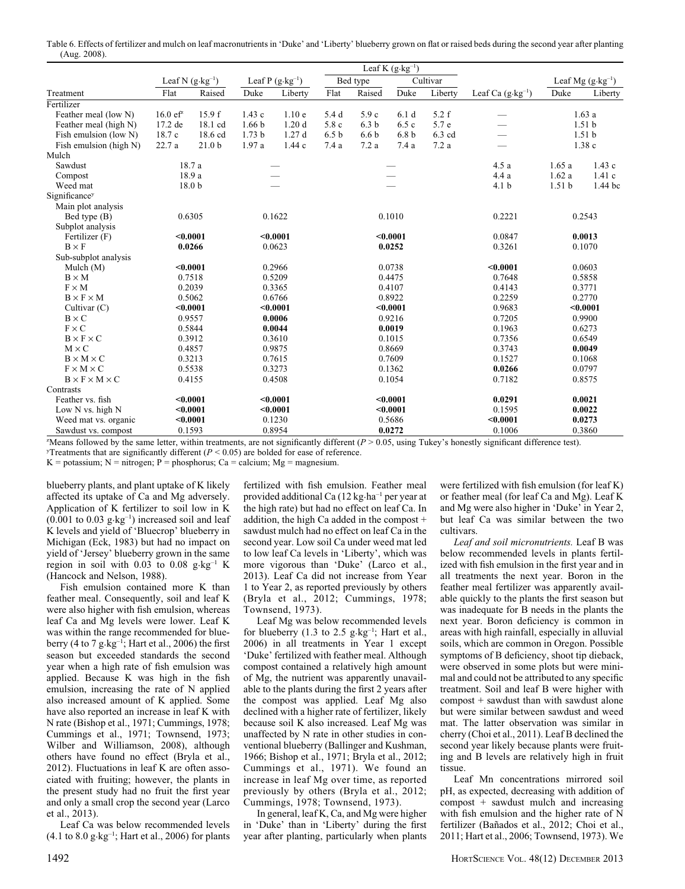Table 6. Effects of fertilizer and mulch on leaf macronutrients in 'Duke' and 'Liberty' blueberry grown on flat or raised beds during the second year after planting (Aug. 2008).

| Treatment | Leaf N ($g \cdot kg^{-1}$) | | Leaf P ($g \cdot kg^{-1}$) | | Leaf K ($g \cdot kg^{-1}$) | | | | Leaf Ca ($g \cdot kg^{-1}$) | Leaf Mg ($g \cdot kg^{-1}$) | |
|---|---|---|---|---|---|---|---|---|---|---|---|
| | | | | | Bed type | | Cultivar | | | | |
| | Flat | Raised | Duke | Liberty | Flat | Raised | Duke | Liberty | | Duke | Liberty |
| Fertilizer | | | | | | | | | | | |
| Feather meal (low N) | 16.0 ef[z] | 15.9 f | 1.43 c | 1.10 e | 5.4 d | 5.9 c | 6.1 d | 5.2 f | — | 1.63 a | |
| Feather meal (high N) | 17.2 de | 18.1 cd | 1.66 b | 1.20 d | 5.8 c | 6.3 b | 6.5 c | 5.7 e | — | 1.51 b | |
| Fish emulsion (low N) | 18.7 c | 18.6 cd | 1.73 b | 1.27 d | 6.5 b | 6.6 b | 6.8 b | 6.3 cd | — | 1.51 b | |
| Fish emulsion (high N) | 22.7 a | 21.0 b | 1.97 a | 1.44 c | 7.4 a | 7.2 a | 7.4 a | 7.2 a | — | 1.38 c | |
| Mulch | | | | | | | | | | | |
| Sawdust | 18.7 a | | — | | — | | | | 4.5 a | 1.65 a | 1.43 c |
| Compost | 18.9 a | | — | | — | | | | 4.4 a | 1.62 a | 1.41 c |
| Weed mat | 18.0 b | | — | | — | | | | 4.1 b | 1.51 b | 1.44 bc |
| Significance[y] | | | | | | | | | | | |
| Main plot analysis | | | | | | | | | | | |
| Bed type (B) | 0.6305 | | 0.1622 | | 0.1010 | | | | 0.2221 | 0.2543 | |
| Subplot analysis | | | | | | | | | | | |
| Fertilizer (F) | **<0.0001** | | **<0.0001** | | **<0.0001** | | | | 0.0847 | **0.0013** | |
| B × F | **0.0266** | | 0.0623 | | **0.0252** | | | | 0.3261 | 0.1070 | |
| Sub-subplot analysis | | | | | | | | | | | |
| Mulch (M) | **<0.0001** | | 0.2966 | | 0.0738 | | | | **<0.0001** | 0.0603 | |
| B × M | 0.7518 | | 0.5209 | | 0.4475 | | | | 0.7648 | 0.5858 | |
| F × M | 0.2039 | | 0.3365 | | 0.4107 | | | | 0.4143 | 0.3771 | |
| B × F × M | 0.5062 | | 0.6766 | | 0.8922 | | | | 0.2259 | 0.2770 | |
| Cultivar (C) | **<0.0001** | | **<0.0001** | | **<0.0001** | | | | 0.9683 | **<0.0001** | |
| B × C | 0.9557 | | **0.0006** | | 0.9216 | | | | 0.7205 | 0.9900 | |
| F × C | 0.5844 | | **0.0044** | | **0.0019** | | | | 0.1963 | 0.6273 | |
| B × F × C | 0.3912 | | 0.3610 | | 0.1015 | | | | 0.7356 | 0.6549 | |
| M × C | 0.4857 | | 0.9875 | | 0.8669 | | | | 0.3743 | **0.0049** | |
| B × M × C | 0.3213 | | 0.7615 | | 0.7609 | | | | 0.1527 | 0.1068 | |
| F × M × C | 0.5538 | | 0.3273 | | 0.1362 | | | | **0.0266** | 0.0797 | |
| B × F × M × C | 0.4155 | | 0.4508 | | 0.1054 | | | | 0.7182 | 0.8575 | |
| Contrasts | | | | | | | | | | | |
| Feather vs. fish | **<0.0001** | | **<0.0001** | | **<0.0001** | | | | **0.0291** | **0.0021** | |
| Low N vs. high N | **<0.0001** | | **<0.0001** | | **<0.0001** | | | | 0.1595 | **0.0022** | |
| Weed mat vs. organic | **<0.0001** | | 0.1230 | | 0.5686 | | | | **<0.0001** | **0.0273** | |
| Sawdust vs. compost | 0.1593 | | 0.8954 | | **0.0272** | | | | 0.1006 | 0.3860 | |

[z]Means followed by the same letter, within treatments, are not significantly different ($P > 0.05$, using Tukey's honestly significant difference test).
[y]Treatments that are significantly different ($P < 0.05$) are bolded for ease of reference.
K = potassium; N = nitrogen; P = phosphorus; Ca = calcium; Mg = magnesium.

blueberry plants, and plant uptake of K likely affected its uptake of Ca and Mg adversely. Application of K fertilizer to soil low in K (0.001 to 0.03 $g \cdot kg^{-1}$) increased soil and leaf K levels and yield of 'Bluecrop' blueberry in Michigan (Eck, 1983) but had no impact on yield of 'Jersey' blueberry grown in the same region in soil with 0.03 to 0.08 $g \cdot kg^{-1}$ K (Hancock and Nelson, 1988).

Fish emulsion contained more K than feather meal. Consequently, soil and leaf K were also higher with fish emulsion, whereas leaf Ca and Mg levels were lower. Leaf K was within the range recommended for blueberry (4 to 7 $g \cdot kg^{-1}$; Hart et al., 2006) the first season but exceeded standards the second year when a high rate of fish emulsion was applied. Because K was high in the fish emulsion, increasing the rate of N applied also increased amount of K applied. Some have also reported an increase in leaf K with N rate (Bishop et al., 1971; Cummings, 1978; Cummings et al., 1971; Townsend, 1973; Wilber and Williamson, 2008), although others have found no effect (Bryla et al., 2012). Fluctuations in leaf K are often associated with fruiting; however, the plants in the present study had no fruit the first year and only a small crop the second year (Larco et al., 2013).

Leaf Ca was below recommended levels (4.1 to 8.0 $g \cdot kg^{-1}$; Hart et al., 2006) for plants fertilized with fish emulsion. Feather meal provided additional Ca (12 $kg \cdot ha^{-1}$ per year at the high rate) but had no effect on leaf Ca. In addition, the high Ca added in the compost + sawdust mulch had no effect on leaf Ca in the second year. Low soil Ca under weed mat led to low leaf Ca levels in 'Liberty', which was more vigorous than 'Duke' (Larco et al., 2013). Leaf Ca did not increase from Year 1 to Year 2, as reported previously by others (Bryla et al., 2012; Cummings, 1978; Townsend, 1973).

Leaf Mg was below recommended levels for blueberry (1.3 to 2.5 $g \cdot kg^{-1}$; Hart et al., 2006) in all treatments in Year 1 except 'Duke' fertilized with feather meal. Although compost contained a relatively high amount of Mg, the nutrient was apparently unavailable to the plants during the first 2 years after the compost was applied. Leaf Mg also declined with a higher rate of fertilizer, likely because soil K also increased. Leaf Mg was unaffected by N rate in other studies in conventional blueberry (Ballinger and Kushman, 1966; Bishop et al., 1971; Bryla et al., 2012; Cummings et al., 1971). We found an increase in leaf Mg over time, as reported previously by others (Bryla et al., 2012; Cummings, 1978; Townsend, 1973).

In general, leaf K, Ca, and Mg were higher in 'Duke' than in 'Liberty' during the first year after planting, particularly when plants were fertilized with fish emulsion (for leaf K) or feather meal (for leaf Ca and Mg). Leaf K and Mg were also higher in 'Duke' in Year 2, but leaf Ca was similar between the two cultivars.

*Leaf and soil micronutrients.* Leaf B was below recommended levels in plants fertilized with fish emulsion in the first year and in all treatments the next year. Boron in the feather meal fertilizer was apparently available quickly to the plants the first season but was inadequate for B needs in the plants the next year. Boron deficiency is common in areas with high rainfall, especially in alluvial soils, which are common in Oregon. Possible symptoms of B deficiency, shoot tip dieback, were observed in some plots but were minimal and could not be attributed to any specific treatment. Soil and leaf B were higher with compost + sawdust than with sawdust alone but were similar between sawdust and weed mat. The latter observation was similar in cherry (Choi et al., 2011). Leaf B declined the second year likely because plants were fruiting and B levels are relatively high in fruit tissue.

Leaf Mn concentrations mirrored soil pH, as expected, decreasing with addition of compost + sawdust mulch and increasing with fish emulsion and the higher rate of N fertilizer (Bañados et al., 2012; Choi et al., 2011; Hart et al., 2006; Townsend, 1973). We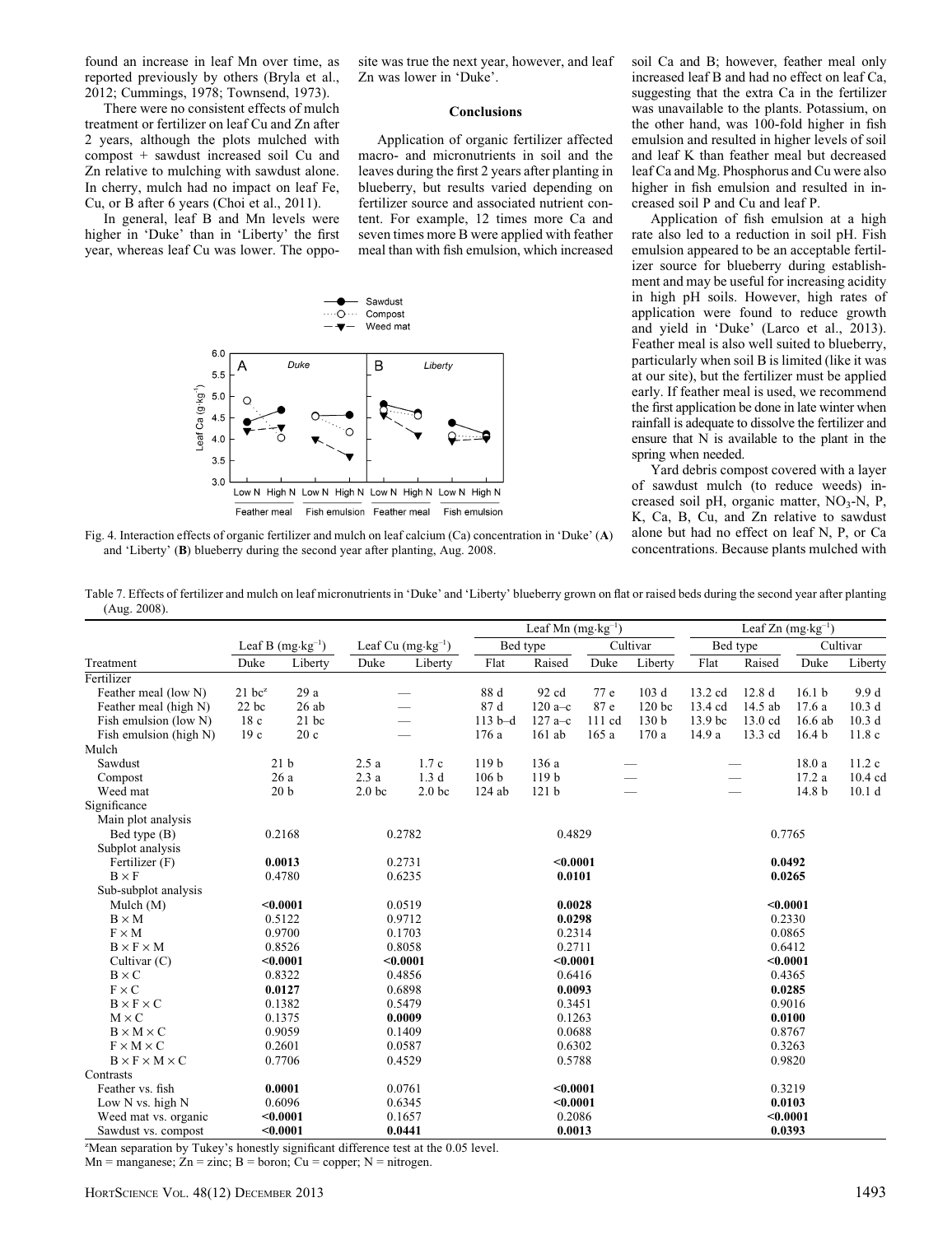found an increase in leaf Mn over time, as reported previously by others (Bryla et al., 2012; Cummings, 1978; Townsend, 1973).

There were no consistent effects of mulch treatment or fertilizer on leaf Cu and Zn after 2 years, although the plots mulched with compost + sawdust increased soil Cu and Zn relative to mulching with sawdust alone. In cherry, mulch had no impact on leaf Fe, Cu, or B after 6 years (Choi et al., 2011).

In general, leaf B and Mn levels were higher in 'Duke' than in 'Liberty' the first year, whereas leaf Cu was lower. The opposite was true the next year, however, and leaf Zn was lower in 'Duke'.

## Conclusions

Application of organic fertilizer affected macro- and micronutrients in soil and the leaves during the first 2 years after planting in blueberry, but results varied depending on fertilizer source and associated nutrient content. For example, 12 times more Ca and seven times more B were applied with feather meal than with fish emulsion, which increased soil Ca and B; however, feather meal only increased leaf B and had no effect on leaf Ca, suggesting that the extra Ca in the fertilizer was unavailable to the plants. Potassium, on the other hand, was 100-fold higher in fish emulsion and resulted in higher levels of soil and leaf K than feather meal but decreased leaf Ca and Mg. Phosphorus and Cu were also higher in fish emulsion and resulted in increased soil P and Cu and leaf P.

Application of fish emulsion at a high rate also led to a reduction in soil pH. Fish emulsion appeared to be an acceptable fertilizer source for blueberry during establishment and may be useful for increasing acidity in high pH soils. However, high rates of application were found to reduce growth and yield in 'Duke' (Larco et al., 2013). Feather meal is also well suited to blueberry, particularly when soil B is limited (like it was at our site), but the fertilizer must be applied early. If feather meal is used, we recommend the first application be done in late winter when rainfall is adequate to dissolve the fertilizer and ensure that N is available to the plant in the spring when needed.

Yard debris compost covered with a layer of sawdust mulch (to reduce weeds) increased soil pH, organic matter, $NO_3$-N, P, K, Ca, B, Cu, and Zn relative to sawdust alone but had no effect on leaf N, P, or Ca concentrations. Because plants mulched with

Fig. 4. Interaction effects of organic fertilizer and mulch on leaf calcium (Ca) concentration in 'Duke' (**A**) and 'Liberty' (**B**) blueberry during the second year after planting, Aug. 2008.

Table 7. Effects of fertilizer and mulch on leaf micronutrients in 'Duke' and 'Liberty' blueberry grown on flat or raised beds during the second year after planting (Aug. 2008).

| Treatment | Leaf B ($mg{\cdot}kg^{-1}$) | | Leaf Cu ($mg{\cdot}kg^{-1}$) | | Leaf Mn ($mg{\cdot}kg^{-1}$) | | | | Leaf Zn ($mg{\cdot}kg^{-1}$) | | | |
|---|---|---|---|---|---|---|---|---|---|---|---|---|
| | | | | | Bed type | | Cultivar | | Bed type | | Cultivar | |
| | Duke | Liberty | Duke | Liberty | Flat | Raised | Duke | Liberty | Flat | Raised | Duke | Liberty |
| Fertilizer | | | | | | | | | | | | |
| Feather meal (low N) | 21 bc[z] | 29 a | — | | 88 d | 92 cd | 77 e | 103 d | 13.2 cd | 12.8 d | 16.1 b | 9.9 d |
| Feather meal (high N) | 22 bc | 26 ab | — | | 87 d | 120 a–c | 87 e | 120 bc | 13.4 cd | 14.5 ab | 17.6 a | 10.3 d |
| Fish emulsion (low N) | 18 c | 21 bc | — | | 113 b–d | 127 a–c | 111 cd | 130 b | 13.9 bc | 13.0 cd | 16.6 ab | 10.3 d |
| Fish emulsion (high N) | 19 c | 20 c | — | | 176 a | 161 ab | 165 a | 170 a | 14.9 a | 13.3 cd | 16.4 b | 11.8 c |
| Mulch | | | | | | | | | | | | |
| Sawdust | 21 b | | 2.5 a | 1.7 c | 119 b | 136 a | — | | — | | 18.0 a | 11.2 c |
| Compost | 26 a | | 2.3 a | 1.3 d | 106 b | 119 b | — | | — | | 17.2 a | 10.4 cd |
| Weed mat | 20 b | | 2.0 bc | 2.0 bc | 124 ab | 121 b | — | | — | | 14.8 b | 10.1 d |
| Significance | | | | | | | | | | | | |
| Main plot analysis | | | | | | | | | | | | |
| Bed type (B) | 0.2168 | | 0.2782 | | 0.4829 | | | | 0.7765 | | | |
| Subplot analysis | | | | | | | | | | | | |
| Fertilizer (F) | **0.0013** | | 0.2731 | | **<0.0001** | | | | **0.0492** | | | |
| B × F | 0.4780 | | 0.6235 | | **0.0101** | | | | **0.0265** | | | |
| Sub-subplot analysis | | | | | | | | | | | | |
| Mulch (M) | **<0.0001** | | 0.0519 | | **0.0028** | | | | **<0.0001** | | | |
| B × M | 0.5122 | | 0.9712 | | **0.0298** | | | | 0.2330 | | | |
| F × M | 0.9700 | | 0.1703 | | 0.2314 | | | | 0.0865 | | | |
| B × F × M | 0.8526 | | 0.8058 | | 0.2711 | | | | 0.6412 | | | |
| Cultivar (C) | **<0.0001** | | **<0.0001** | | **<0.0001** | | | | **<0.0001** | | | |
| B × C | 0.8322 | | 0.4856 | | 0.6416 | | | | 0.4365 | | | |
| F × C | **0.0127** | | 0.6898 | | **0.0093** | | | | **0.0285** | | | |
| B × F × C | 0.1382 | | 0.5479 | | 0.3451 | | | | 0.9016 | | | |
| M × C | 0.1375 | | **0.0009** | | 0.1263 | | | | **0.0100** | | | |
| B × M × C | 0.9059 | | 0.1409 | | 0.0688 | | | | 0.8767 | | | |
| F × M × C | 0.2601 | | 0.0587 | | 0.6302 | | | | 0.3263 | | | |
| B × F × M × C | 0.7706 | | 0.4529 | | 0.5788 | | | | 0.9820 | | | |
| Contrasts | | | | | | | | | | | | |
| Feather vs. fish | **0.0001** | | 0.0761 | | **<0.0001** | | | | 0.3219 | | | |
| Low N vs. high N | 0.6096 | | 0.6345 | | **<0.0001** | | | | **0.0103** | | | |
| Weed mat vs. organic | **<0.0001** | | 0.1657 | | 0.2086 | | | | **<0.0001** | | | |
| Sawdust vs. compost | **<0.0001** | | **0.0441** | | **0.0013** | | | | **0.0393** | | | |

[z]Mean separation by Tukey's honestly significant difference test at the 0.05 level.
Mn = manganese; Zn = zinc; B = boron; Cu = copper; N = nitrogen.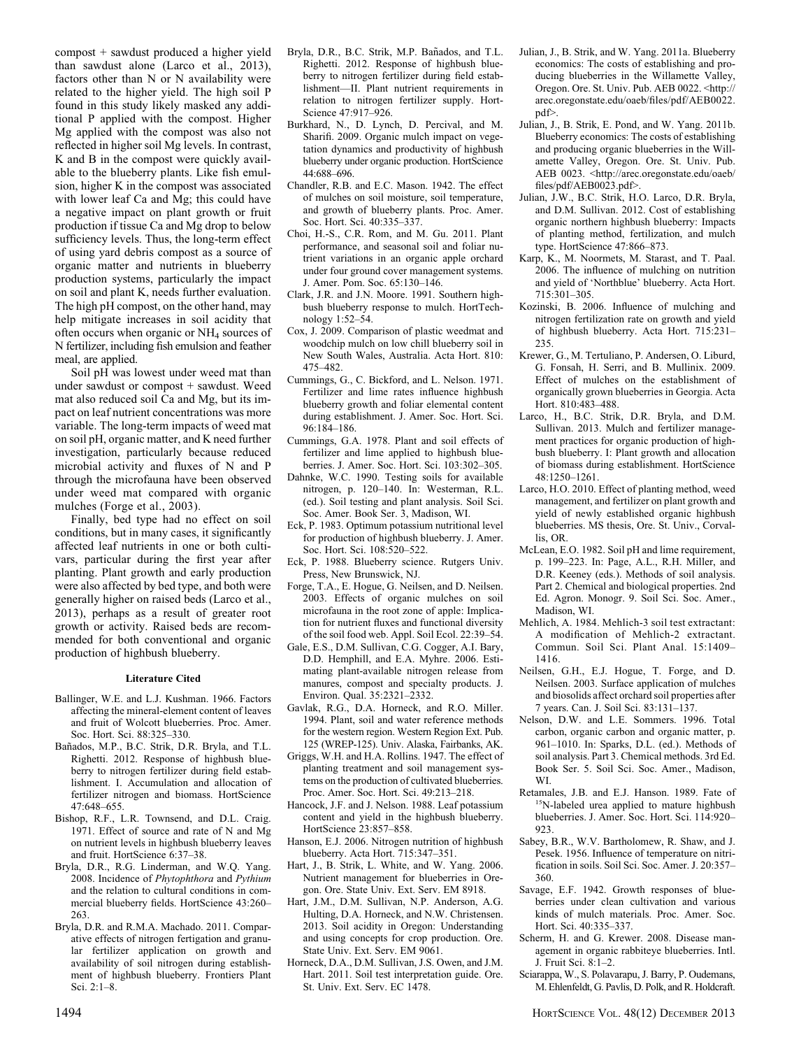compost + sawdust produced a higher yield than sawdust alone (Larco et al., 2013), factors other than N or N availability were related to the higher yield. The high soil P found in this study likely masked any additional P applied with the compost. Higher Mg applied with the compost was also not reflected in higher soil Mg levels. In contrast, K and B in the compost were quickly available to the blueberry plants. Like fish emulsion, higher K in the compost was associated with lower leaf Ca and Mg; this could have a negative impact on plant growth or fruit production if tissue Ca and Mg drop to below sufficiency levels. Thus, the long-term effect of using yard debris compost as a source of organic matter and nutrients in blueberry production systems, particularly the impact on soil and plant K, needs further evaluation. The high pH compost, on the other hand, may help mitigate increases in soil acidity that often occurs when organic or $NH_4$ sources of N fertilizer, including fish emulsion and feather meal, are applied.

Soil pH was lowest under weed mat than under sawdust or compost + sawdust. Weed mat also reduced soil Ca and Mg, but its impact on leaf nutrient concentrations was more variable. The long-term impacts of weed mat on soil pH, organic matter, and K need further investigation, particularly because reduced microbial activity and fluxes of N and P through the microfauna have been observed under weed mat compared with organic mulches (Forge et al., 2003).

Finally, bed type had no effect on soil conditions, but in many cases, it significantly affected leaf nutrients in one or both cultivars, particular during the first year after planting. Plant growth and early production were also affected by bed type, and both were generally higher on raised beds (Larco et al., 2013), perhaps as a result of greater root growth or activity. Raised beds are recommended for both conventional and organic production of highbush blueberry.

## Literature Cited

Ballinger, W.E. and L.J. Kushman. 1966. Factors affecting the mineral-element content of leaves and fruit of Wolcott blueberries. Proc. Amer. Soc. Hort. Sci. 88:325–330.

Bañados, M.P., B.C. Strik, D.R. Bryla, and T.L. Righetti. 2012. Response of highbush blueberry to nitrogen fertilizer during field establishment. I. Accumulation and allocation of fertilizer nitrogen and biomass. HortScience 47:648–655.

Bishop, R.F., L.R. Townsend, and D.L. Craig. 1971. Effect of source and rate of N and Mg on nutrient levels in highbush blueberry leaves and fruit. HortScience 6:37–38.

Bryla, D.R., R.G. Linderman, and W.Q. Yang. 2008. Incidence of *Phytophthora* and *Pythium* and the relation to cultural conditions in commercial blueberry fields. HortScience 43:260–263.

Bryla, D.R. and R.M.A. Machado. 2011. Comparative effects of nitrogen fertigation and granular fertilizer application on growth and availability of soil nitrogen during establishment of highbush blueberry. Frontiers Plant Sci. 2:1–8.

Bryla, D.R., B.C. Strik, M.P. Bañados, and T.L. Righetti. 2012. Response of highbush blueberry to nitrogen fertilizer during field establishment—II. Plant nutrient requirements in relation to nitrogen fertilizer supply. HortScience 47:917–926.

Burkhard, N., D. Lynch, D. Percival, and M. Sharifi. 2009. Organic mulch impact on vegetation dynamics and productivity of highbush blueberry under organic production. HortScience 44:688–696.

Chandler, R.B. and E.C. Mason. 1942. The effect of mulches on soil moisture, soil temperature, and growth of blueberry plants. Proc. Amer. Soc. Hort. Sci. 40:335–337.

Choi, H.-S., C.R. Rom, and M. Gu. 2011. Plant performance, and seasonal soil and foliar nutrient variations in an organic apple orchard under four ground cover management systems. J. Amer. Pom. Soc. 65:130–146.

Clark, J.R. and J.N. Moore. 1991. Southern highbush blueberry response to mulch. HortTechnology 1:52–54.

Cox, J. 2009. Comparison of plastic weedmat and woodchip mulch on low chill blueberry soil in New South Wales, Australia. Acta Hort. 810: 475–482.

Cummings, G., C. Bickford, and L. Nelson. 1971. Fertilizer and lime rates influence highbush blueberry growth and foliar elemental content during establishment. J. Amer. Soc. Hort. Sci. 96:184–186.

Cummings, G.A. 1978. Plant and soil effects of fertilizer and lime applied to highbush blueberries. J. Amer. Soc. Hort. Sci. 103:302–305.

Dahnke, W.C. 1990. Testing soils for available nitrogen, p. 120–140. In: Westerman, R.L. (ed.). Soil testing and plant analysis. Soil Sci. Soc. Amer. Book Ser. 3, Madison, WI.

Eck, P. 1983. Optimum potassium nutritional level for production of highbush blueberry. J. Amer. Soc. Hort. Sci. 108:520–522.

Eck, P. 1988. Blueberry science. Rutgers Univ. Press, New Brunswick, NJ.

Forge, T.A., E. Hogue, G. Neilsen, and D. Neilsen. 2003. Effects of organic mulches on soil microfauna in the root zone of apple: Implication for nutrient fluxes and functional diversity of the soil food web. Appl. Soil Ecol. 22:39–54.

Gale, E.S., D.M. Sullivan, C.G. Cogger, A.I. Bary, D.D. Hemphill, and E.A. Myhre. 2006. Estimating plant-available nitrogen release from manures, compost and specialty products. J. Environ. Qual. 35:2321–2332.

Gavlak, R.G., D.A. Horneck, and R.O. Miller. 1994. Plant, soil and water reference methods for the western region. Western Region Ext. Pub. 125 (WREP-125). Univ. Alaska, Fairbanks, AK.

Griggs, W.H. and H.A. Rollins. 1947. The effect of planting treatment and soil management systems on the production of cultivated blueberries. Proc. Amer. Soc. Hort. Sci. 49:213–218.

Hancock, J.F. and J. Nelson. 1988. Leaf potassium content and yield in the highbush blueberry. HortScience 23:857–858.

Hanson, E.J. 2006. Nitrogen nutrition of highbush blueberry. Acta Hort. 715:347–351.

Hart, J., B. Strik, L. White, and W. Yang. 2006. Nutrient management for blueberries in Oregon. Ore. State Univ. Ext. Serv. EM 8918.

Hart, J.M., D.M. Sullivan, N.P. Anderson, A.G. Hulting, D.A. Horneck, and N.W. Christensen. 2013. Soil acidity in Oregon: Understanding and using concepts for crop production. Ore. State Univ. Ext. Serv. EM 9061.

Horneck, D.A., D.M. Sullivan, J.S. Owen, and J.M. Hart. 2011. Soil test interpretation guide. Ore. St. Univ. Ext. Serv. EC 1478.

Julian, J., B. Strik, and W. Yang. 2011a. Blueberry economics: The costs of establishing and producing blueberries in the Willamette Valley, Oregon. Ore. St. Univ. Pub. AEB 0022. <http://arec.oregonstate.edu/oaeb/files/pdf/AEB0022.pdf>.

Julian, J., B. Strik, E. Pond, and W. Yang. 2011b. Blueberry economics: The costs of establishing and producing organic blueberries in the Willamette Valley, Oregon. Ore. St. Univ. Pub. AEB 0023. <http://arec.oregonstate.edu/oaeb/files/pdf/AEB0023.pdf>.

Julian, J.W., B.C. Strik, H.O. Larco, D.R. Bryla, and D.M. Sullivan. 2012. Cost of establishing organic northern highbush blueberry: Impacts of planting method, fertilization, and mulch type. HortScience 47:866–873.

Karp, K., M. Noormets, M. Starast, and T. Paal. 2006. The influence of mulching on nutrition and yield of 'Northblue' blueberry. Acta Hort. 715:301–305.

Kozinski, B. 2006. Influence of mulching and nitrogen fertilization rate on growth and yield of highbush blueberry. Acta Hort. 715:231–235.

Krewer, G., M. Tertuliano, P. Andersen, O. Liburd, G. Fonsah, H. Serri, and B. Mullinix. 2009. Effect of mulches on the establishment of organically grown blueberries in Georgia. Acta Hort. 810:483–488.

Larco, H., B.C. Strik, D.R. Bryla, and D.M. Sullivan. 2013. Mulch and fertilizer management practices for organic production of highbush blueberry. I: Plant growth and allocation of biomass during establishment. HortScience 48:1250–1261.

Larco, H.O. 2010. Effect of planting method, weed management, and fertilizer on plant growth and yield of newly established organic highbush blueberries. MS thesis, Ore. St. Univ., Corvallis, OR.

McLean, E.O. 1982. Soil pH and lime requirement, p. 199–223. In: Page, A.L., R.H. Miller, and D.R. Keeney (eds.). Methods of soil analysis. Part 2. Chemical and biological properties. 2nd Ed. Agron. Monogr. 9. Soil Sci. Soc. Amer., Madison, WI.

Mehlich, A. 1984. Mehlich-3 soil test extractant: A modification of Mehlich-2 extractant. Commun. Soil Sci. Plant Anal. 15:1409–1416.

Neilsen, G.H., E.J. Hogue, T. Forge, and D. Neilsen. 2003. Surface application of mulches and biosolids affect orchard soil properties after 7 years. Can. J. Soil Sci. 83:131–137.

Nelson, D.W. and L.E. Sommers. 1996. Total carbon, organic carbon and organic matter, p. 961–1010. In: Sparks, D.L. (ed.). Methods of soil analysis. Part 3. Chemical methods. 3rd Ed. Book Ser. 5. Soil Sci. Soc. Amer., Madison, WI.

Retamales, J.B. and E.J. Hanson. 1989. Fate of $^{15}N$-labeled urea applied to mature highbush blueberries. J. Amer. Soc. Hort. Sci. 114:920–923.

Sabey, B.R., W.V. Bartholomew, R. Shaw, and J. Pesek. 1956. Influence of temperature on nitrification in soils. Soil Sci. Soc. Amer. J. 20:357–360.

Savage, E.F. 1942. Growth responses of blueberries under clean cultivation and various kinds of mulch materials. Proc. Amer. Soc. Hort. Sci. 40:335–337.

Scherm, H. and G. Krewer. 2008. Disease management in organic rabbiteye blueberries. Intl. J. Fruit Sci. 8:1–2.

Sciarappa, W., S. Polavarapu, J. Barry, P. Oudemans, M. Ehlenfeldt, G. Pavlis, D. Polk, and R. Holdcraft.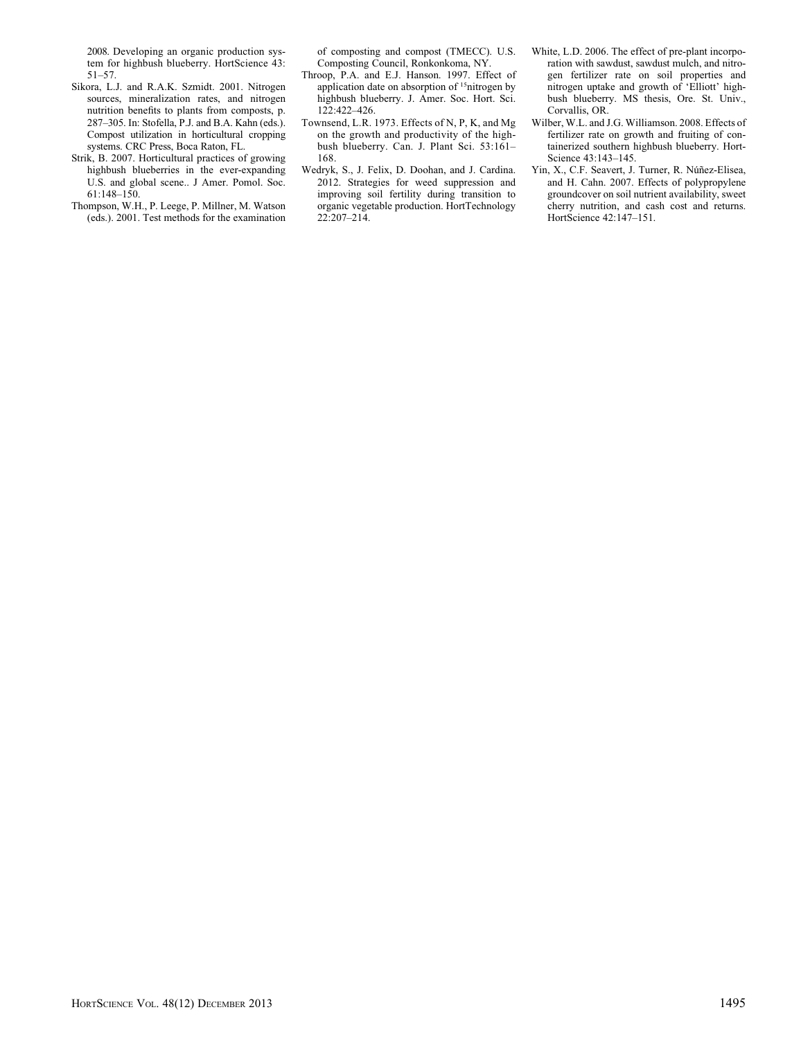2008. Developing an organic production system for highbush blueberry. HortScience 43: 51–57.

Sikora, L.J. and R.A.K. Szmidt. 2001. Nitrogen sources, mineralization rates, and nitrogen nutrition benefits to plants from composts, p. 287–305. In: Stofella, P.J. and B.A. Kahn (eds.). Compost utilization in horticultural cropping systems. CRC Press, Boca Raton, FL.

Strik, B. 2007. Horticultural practices of growing highbush blueberries in the ever-expanding U.S. and global scene.. J Amer. Pomol. Soc. 61:148–150.

Thompson, W.H., P. Leege, P. Millner, M. Watson (eds.). 2001. Test methods for the examination of composting and compost (TMECC). U.S. Composting Council, Ronkonkoma, NY.

Throop, P.A. and E.J. Hanson. 1997. Effect of application date on absorption of $^{15}$nitrogen by highbush blueberry. J. Amer. Soc. Hort. Sci. 122:422–426.

Townsend, L.R. 1973. Effects of N, P, K, and Mg on the growth and productivity of the highbush blueberry. Can. J. Plant Sci. 53:161–168.

Wedryk, S., J. Felix, D. Doohan, and J. Cardina. 2012. Strategies for weed suppression and improving soil fertility during transition to organic vegetable production. HortTechnology 22:207–214.

White, L.D. 2006. The effect of pre-plant incorporation with sawdust, sawdust mulch, and nitrogen fertilizer rate on soil properties and nitrogen uptake and growth of 'Elliott' highbush blueberry. MS thesis, Ore. St. Univ., Corvallis, OR.

Wilber, W.L. and J.G. Williamson. 2008. Effects of fertilizer rate on growth and fruiting of containerized southern highbush blueberry. HortScience 43:143–145.

Yin, X., C.F. Seavert, J. Turner, R. Núñez-Elisea, and H. Cahn. 2007. Effects of polypropylene groundcover on soil nutrient availability, sweet cherry nutrition, and cash cost and returns. HortScience 42:147–151.